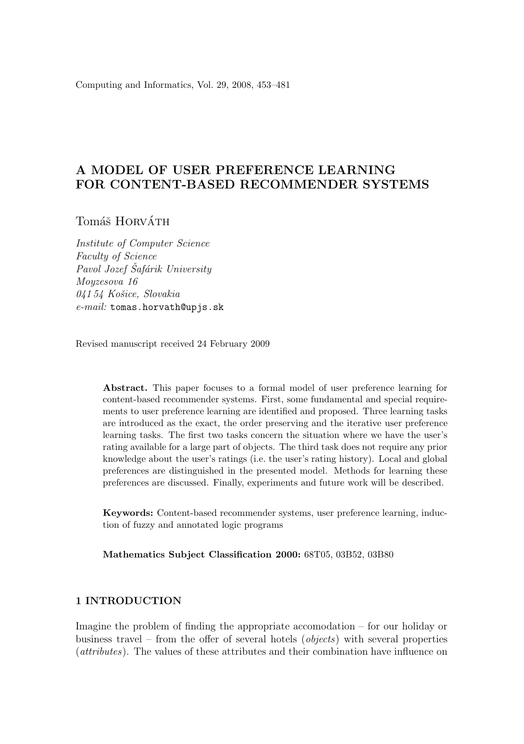Computing and Informatics, Vol. 29, 2008, 453–481

# A MODEL OF USER PREFERENCE LEARNING FOR CONTENT-BASED RECOMMENDER SYSTEMS

Tomáš Horváth

*Institute of Computer Science*
*Faculty of Science*
*Pavol Jozef Šafárik University*
*Moyzesova 16*
*041 54 Košice, Slovakia*
*e-mail:* tomas.horvath@upjs.sk

Revised manuscript received 24 February 2009

**Abstract.** This paper focuses to a formal model of user preference learning for content-based recommender systems. First, some fundamental and special requirements to user preference learning are identified and proposed. Three learning tasks are introduced as the exact, the order preserving and the iterative user preference learning tasks. The first two tasks concern the situation where we have the user's rating available for a large part of objects. The third task does not require any prior knowledge about the user's ratings (i.e. the user's rating history). Local and global preferences are distinguished in the presented model. Methods for learning these preferences are discussed. Finally, experiments and future work will be described.

**Keywords:** Content-based recommender systems, user preference learning, induction of fuzzy and annotated logic programs

**Mathematics Subject Classification 2000:** 68T05, 03B52, 03B80

## 1 INTRODUCTION

Imagine the problem of finding the appropriate accomodation – for our holiday or business travel – from the offer of several hotels (*objects*) with several properties (*attributes*). The values of these attributes and their combination have influence on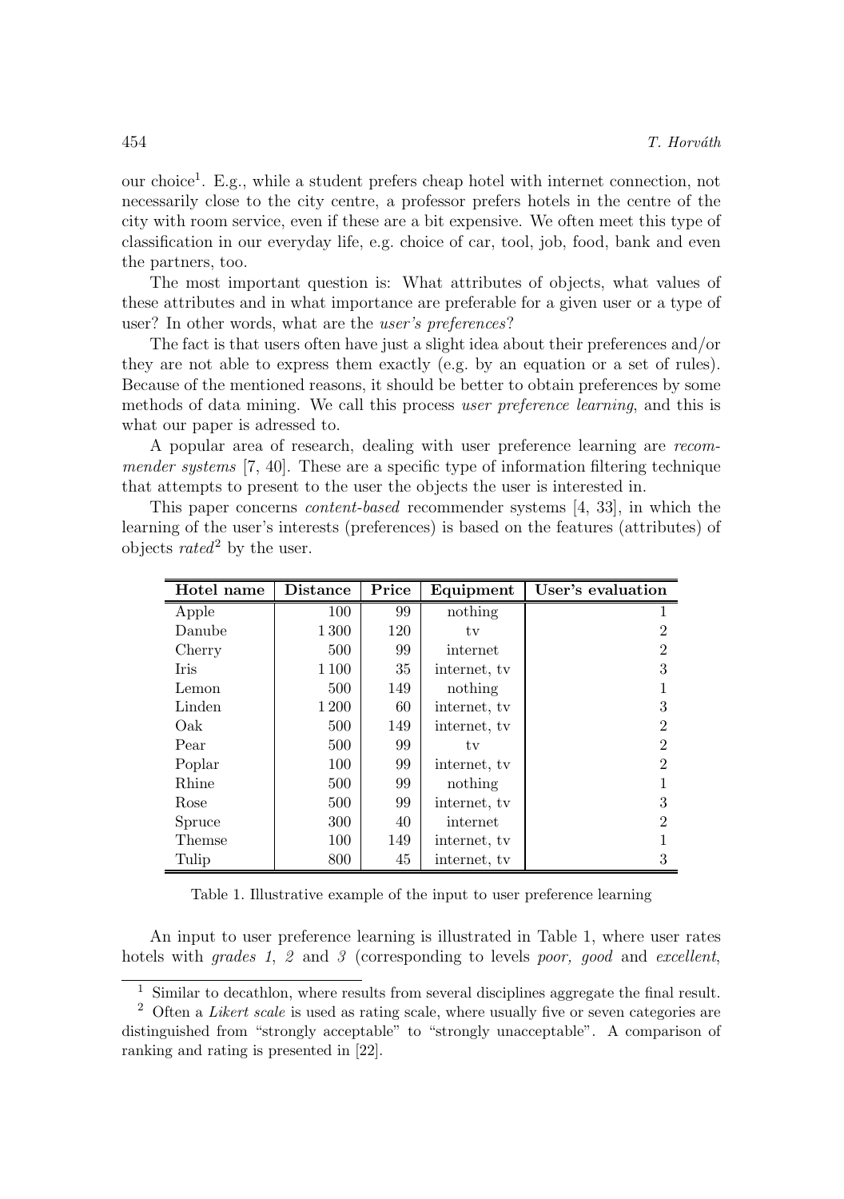our choice[1]. E.g., while a student prefers cheap hotel with internet connection, not necessarily close to the city centre, a professor prefers hotels in the centre of the city with room service, even if these are a bit expensive. We often meet this type of classification in our everyday life, e.g. choice of car, tool, job, food, bank and even the partners, too.

The most important question is: What attributes of objects, what values of these attributes and in what importance are preferable for a given user or a type of user? In other words, what are the *user's preferences*?

The fact is that users often have just a slight idea about their preferences and/or they are not able to express them exactly (e.g. by an equation or a set of rules). Because of the mentioned reasons, it should be better to obtain preferences by some methods of data mining. We call this process *user preference learning*, and this is what our paper is adressed to.

A popular area of research, dealing with user preference learning are *recommender systems* [7, 40]. These are a specific type of information filtering technique that attempts to present to the user the objects the user is interested in.

This paper concerns *content-based* recommender systems [4, 33], in which the learning of the user's interests (preferences) is based on the features (attributes) of objects *rated*[2] by the user.

| **Hotel name** | **Distance** | **Price** | **Equipment** | **User's evaluation** |
|---|---|---|---|---|
| Apple | 100 | 99 | nothing | 1 |
| Danube | 1 300 | 120 | tv | 2 |
| Cherry | 500 | 99 | internet | 2 |
| Iris | 1 100 | 35 | internet, tv | 3 |
| Lemon | 500 | 149 | nothing | 1 |
| Linden | 1 200 | 60 | internet, tv | 3 |
| Oak | 500 | 149 | internet, tv | 2 |
| Pear | 500 | 99 | tv | 2 |
| Poplar | 100 | 99 | internet, tv | 2 |
| Rhine | 500 | 99 | nothing | 1 |
| Rose | 500 | 99 | internet, tv | 3 |
| Spruce | 300 | 40 | internet | 2 |
| Themse | 100 | 149 | internet, tv | 1 |
| Tulip | 800 | 45 | internet, tv | 3 |

Table 1. Illustrative example of the input to user preference learning

An input to user preference learning is illustrated in Table 1, where user rates hotels with *grades 1*, *2* and *3* (corresponding to levels *poor, good* and *excellent*,

[1] Similar to decathlon, where results from several disciplines aggregate the final result.

[2] Often a *Likert scale* is used as rating scale, where usually five or seven categories are distinguished from "strongly acceptable" to "strongly unacceptable". A comparison of ranking and rating is presented in [22].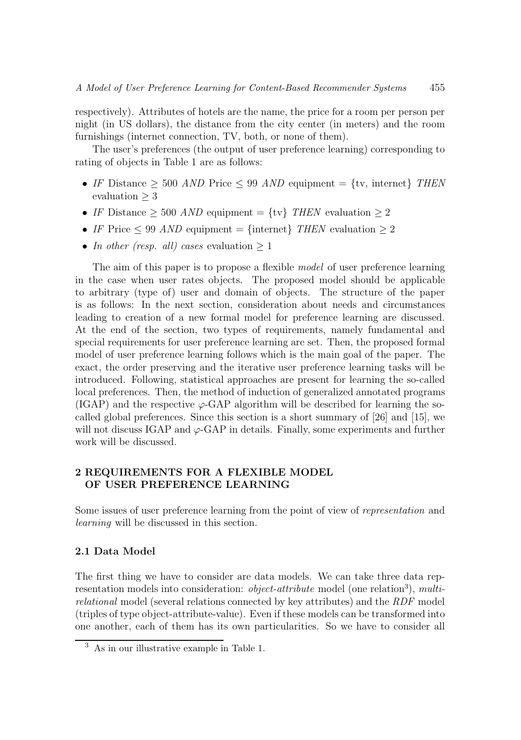respectively). Attributes of hotels are the name, the price for a room per person per night (in US dollars), the distance from the city center (in meters) and the room furnishings (internet connection, TV, both, or none of them).

The user's preferences (the output of user preference learning) corresponding to rating of objects in Table 1 are as follows:

- *IF* Distance $\geq 500$ *AND* Price $\leq 99$ *AND* equipment = {tv, internet} *THEN* evaluation $\geq 3$
- *IF* Distance $\geq 500$ *AND* equipment = {tv} *THEN* evaluation $\geq 2$
- *IF* Price $\leq 99$ *AND* equipment = {internet} *THEN* evaluation $\geq 2$
- *In other (resp. all) cases* evaluation $\geq 1$

The aim of this paper is to propose a flexible *model* of user preference learning in the case when user rates objects. The proposed model should be applicable to arbitrary (type of) user and domain of objects. The structure of the paper is as follows: In the next section, consideration about needs and circumstances leading to creation of a new formal model for preference learning are discussed. At the end of the section, two types of requirements, namely fundamental and special requirements for user preference learning are set. Then, the proposed formal model of user preference learning follows which is the main goal of the paper. The exact, the order preserving and the iterative user preference learning tasks will be introduced. Following, statistical approaches are present for learning the so-called local preferences. Then, the method of induction of generalized annotated programs (IGAP) and the respective $\varphi$-GAP algorithm will be described for learning the so-called global preferences. Since this section is a short summary of [26] and [15], we will not discuss IGAP and $\varphi$-GAP in details. Finally, some experiments and further work will be discussed.

## 2 REQUIREMENTS FOR A FLEXIBLE MODEL OF USER PREFERENCE LEARNING

Some issues of user preference learning from the point of view of *representation* and *learning* will be discussed in this section.

### 2.1 Data Model

The first thing we have to consider are data models. We can take three data representation models into consideration: *object-attribute* model (one relation[3]), *multi-relational* model (several relations connected by key attributes) and the *RDF* model (triples of type object-attribute-value). Even if these models can be transformed into one another, each of them has its own particularities. So we have to consider all

[3] As in our illustrative example in Table 1.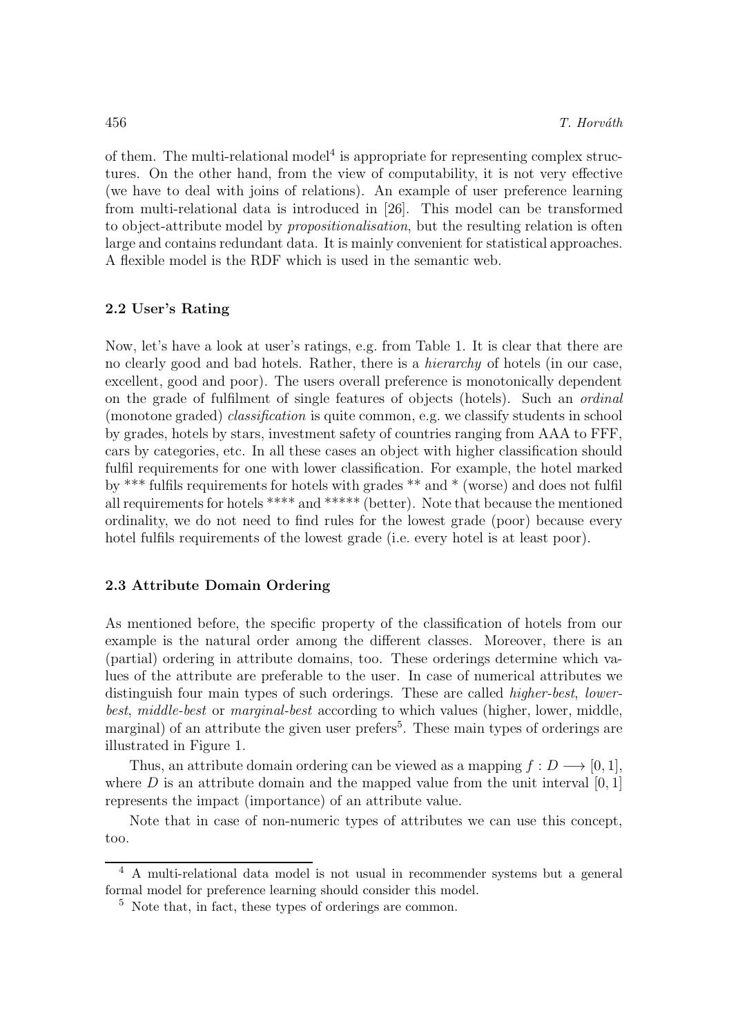of them. The multi-relational model[4] is appropriate for representing complex structures. On the other hand, from the view of computability, it is not very effective (we have to deal with joins of relations). An example of user preference learning from multi-relational data is introduced in [26]. This model can be transformed to object-attribute model by *propositionalisation*, but the resulting relation is often large and contains redundant data. It is mainly convenient for statistical approaches. A flexible model is the RDF which is used in the semantic web.

### 2.2 User's Rating

Now, let's have a look at user's ratings, e.g. from Table 1. It is clear that there are no clearly good and bad hotels. Rather, there is a *hierarchy* of hotels (in our case, excellent, good and poor). The users overall preference is monotonically dependent on the grade of fulfilment of single features of objects (hotels). Such an *ordinal* (monotone graded) *classification* is quite common, e.g. we classify students in school by grades, hotels by stars, investment safety of countries ranging from AAA to FFF, cars by categories, etc. In all these cases an object with higher classification should fulfil requirements for one with lower classification. For example, the hotel marked by *** fulfils requirements for hotels with grades ** and * (worse) and does not fulfil all requirements for hotels **** and ***** (better). Note that because the mentioned ordinality, we do not need to find rules for the lowest grade (poor) because every hotel fulfils requirements of the lowest grade (i.e. every hotel is at least poor).

### 2.3 Attribute Domain Ordering

As mentioned before, the specific property of the classification of hotels from our example is the natural order among the different classes. Moreover, there is an (partial) ordering in attribute domains, too. These orderings determine which values of the attribute are preferable to the user. In case of numerical attributes we distinguish four main types of such orderings. These are called *higher-best*, *lower-best*, *middle-best* or *marginal-best* according to which values (higher, lower, middle, marginal) of an attribute the given user prefers[5]. These main types of orderings are illustrated in Figure 1.

Thus, an attribute domain ordering can be viewed as a mapping $f : D \longrightarrow [0, 1]$, where $D$ is an attribute domain and the mapped value from the unit interval $[0, 1]$ represents the impact (importance) of an attribute value.

Note that in case of non-numeric types of attributes we can use this concept, too.

---

[4] A multi-relational data model is not usual in recommender systems but a general formal model for preference learning should consider this model.

[5] Note that, in fact, these types of orderings are common.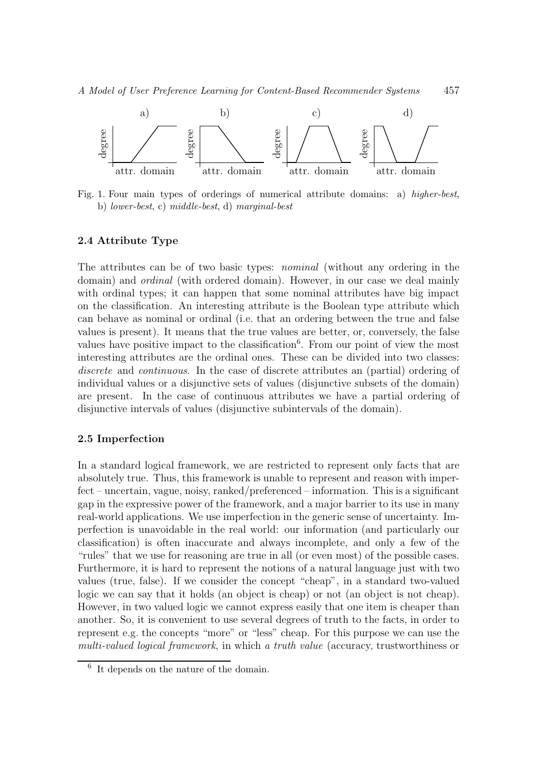Fig. 1. Four main types of orderings of numerical attribute domains: a) *higher-best*, b) *lower-best*, c) *middle-best*, d) *marginal-best*

### 2.4 Attribute Type

The attributes can be of two basic types: *nominal* (without any ordering in the domain) and *ordinal* (with ordered domain). However, in our case we deal mainly with ordinal types; it can happen that some nominal attributes have big impact on the classification. An interesting attribute is the Boolean type attribute which can behave as nominal or ordinal (i.e. that an ordering between the true and false values is present). It means that the true values are better, or, conversely, the false values have positive impact to the classification[6]. From our point of view the most interesting attributes are the ordinal ones. These can be divided into two classes: *discrete* and *continuous*. In the case of discrete attributes an (partial) ordering of individual values or a disjunctive sets of values (disjunctive subsets of the domain) are present. In the case of continuous attributes we have a partial ordering of disjunctive intervals of values (disjunctive subintervals of the domain).

### 2.5 Imperfection

In a standard logical framework, we are restricted to represent only facts that are absolutely true. Thus, this framework is unable to represent and reason with imperfect – uncertain, vague, noisy, ranked/preferenced – information. This is a significant gap in the expressive power of the framework, and a major barrier to its use in many real-world applications. We use imperfection in the generic sense of uncertainty. Imperfection is unavoidable in the real world: our information (and particularly our classification) is often inaccurate and always incomplete, and only a few of the "rules" that we use for reasoning are true in all (or even most) of the possible cases. Furthermore, it is hard to represent the notions of a natural language just with two values (true, false). If we consider the concept "cheap", in a standard two-valued logic we can say that it holds (an object is cheap) or not (an object is not cheap). However, in two valued logic we cannot express easily that one item is cheaper than another. So, it is convenient to use several degrees of truth to the facts, in order to represent e.g. the concepts "more" or "less" cheap. For this purpose we can use the *multi-valued logical framework*, in which *a truth value* (accuracy, trustworthiness or

---

[6] It depends on the nature of the domain.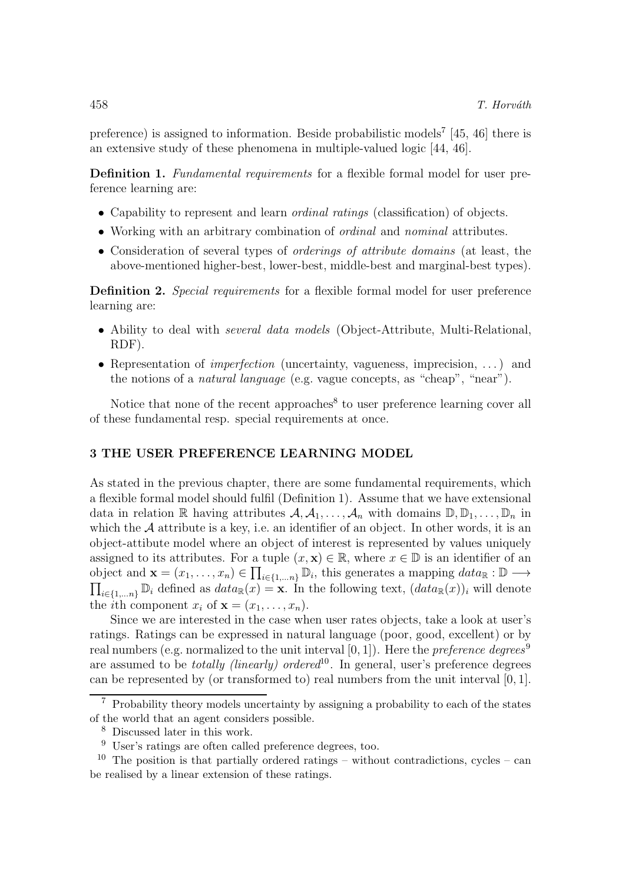preference) is assigned to information. Beside probabilistic models[7] [45, 46] there is an extensive study of these phenomena in multiple-valued logic [44, 46].

**Definition 1.** *Fundamental requirements* for a flexible formal model for user preference learning are:

- Capability to represent and learn *ordinal ratings* (classification) of objects.
- Working with an arbitrary combination of *ordinal* and *nominal* attributes.
- Consideration of several types of *orderings of attribute domains* (at least, the above-mentioned higher-best, lower-best, middle-best and marginal-best types).

**Definition 2.** *Special requirements* for a flexible formal model for user preference learning are:

- Ability to deal with *several data models* (Object-Attribute, Multi-Relational, RDF).
- Representation of *imperfection* (uncertainty, vagueness, imprecision, ...) and the notions of a *natural language* (e.g. vague concepts, as "cheap", "near").

Notice that none of the recent approaches[8] to user preference learning cover all of these fundamental resp. special requirements at once.

## 3 THE USER PREFERENCE LEARNING MODEL

As stated in the previous chapter, there are some fundamental requirements, which a flexible formal model should fulfil (Definition 1). Assume that we have extensional data in relation $\mathbb{R}$ having attributes $\mathcal{A}, \mathcal{A}_1, \ldots, \mathcal{A}_n$ with domains $\mathbb{D}, \mathbb{D}_1, \ldots, \mathbb{D}_n$ in which the $\mathcal{A}$ attribute is a key, i.e. an identifier of an object. In other words, it is an object-attibute model where an object of interest is represented by values uniquely assigned to its attributes. For a tuple $(x, \mathbf{x}) \in \mathbb{R}$, where $x \in \mathbb{D}$ is an identifier of an object and $\mathbf{x} = (x_1, \ldots, x_n) \in \prod_{i \in \{1, \ldots n\}} \mathbb{D}_i$, this generates a mapping $data_{\mathbb{R}} : \mathbb{D} \longrightarrow \prod_{i \in \{1, \ldots n\}} \mathbb{D}_i$ defined as $data_{\mathbb{R}}(x) = \mathbf{x}$. In the following text, $(data_{\mathbb{R}}(x))_i$ will denote the $i$th component $x_i$ of $\mathbf{x} = (x_1, \ldots, x_n)$.

Since we are interested in the case when user rates objects, take a look at user's ratings. Ratings can be expressed in natural language (poor, good, excellent) or by real numbers (e.g. normalized to the unit interval $[0, 1]$). Here the *preference degrees*[9] are assumed to be *totally (linearly) ordered*[10]. In general, user's preference degrees can be represented by (or transformed to) real numbers from the unit interval $[0, 1]$.

---

[7] Probability theory models uncertainty by assigning a probability to each of the states of the world that an agent considers possible.

[8] Discussed later in this work.

[9] User's ratings are often called preference degrees, too.

[10] The position is that partially ordered ratings – without contradictions, cycles – can be realised by a linear extension of these ratings.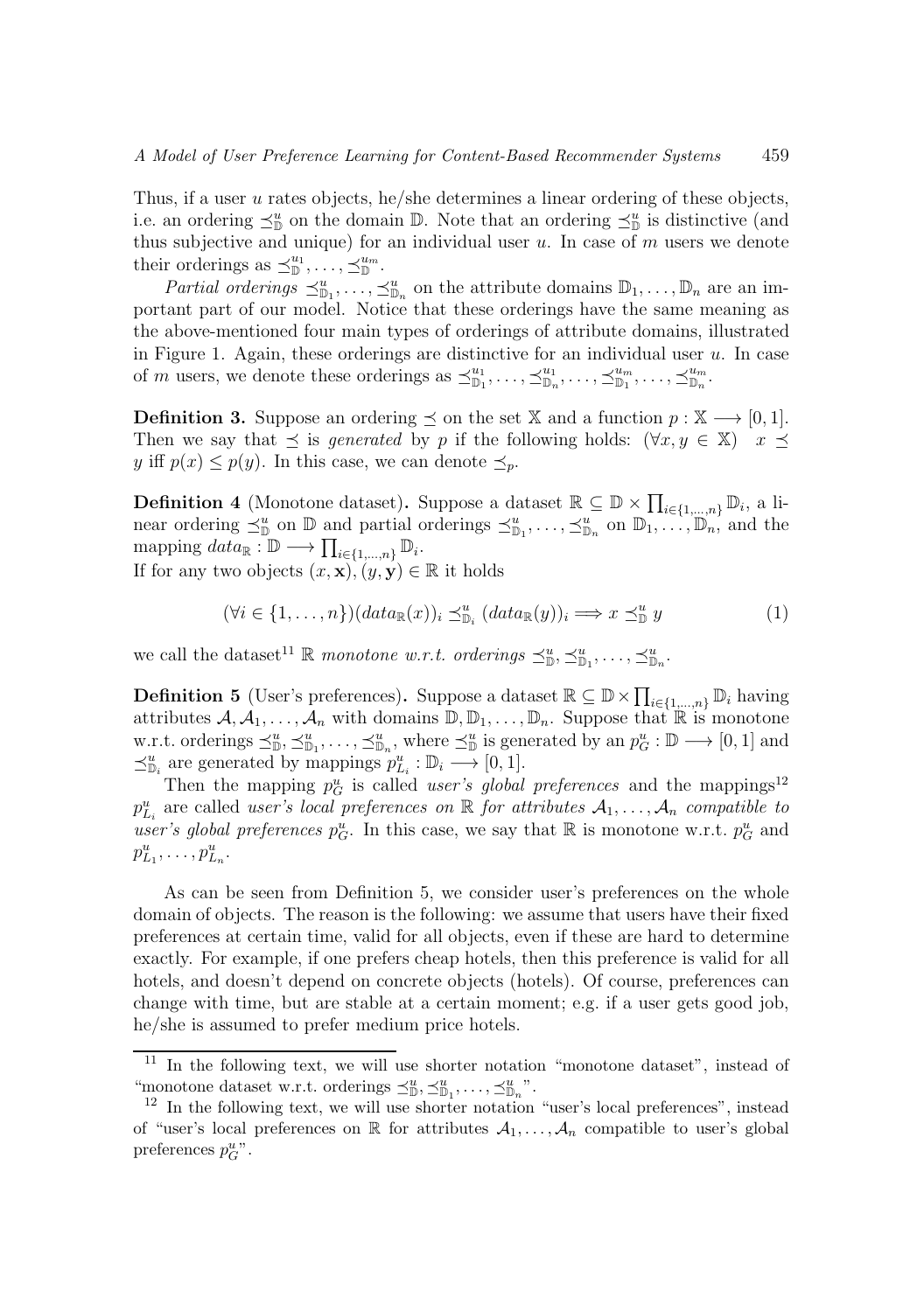Thus, if a user $u$ rates objects, he/she determines a linear ordering of these objects, i.e. an ordering $\preceq^u_{\mathbb{D}}$ on the domain $\mathbb{D}$. Note that an ordering $\preceq^u_{\mathbb{D}}$ is distinctive (and thus subjective and unique) for an individual user $u$. In case of $m$ users we denote their orderings as $\preceq^{u_1}_{\mathbb{D}}, \ldots, \preceq^{u_m}_{\mathbb{D}}$.

*Partial orderings* $\preceq^u_{\mathbb{D}_1}, \ldots, \preceq^u_{\mathbb{D}_n}$ on the attribute domains $\mathbb{D}_1, \ldots, \mathbb{D}_n$ are an important part of our model. Notice that these orderings have the same meaning as the above-mentioned four main types of orderings of attribute domains, illustrated in Figure 1. Again, these orderings are distinctive for an individual user $u$. In case of $m$ users, we denote these orderings as $\preceq^{u_1}_{\mathbb{D}_1}, \ldots, \preceq^{u_1}_{\mathbb{D}_n}, \ldots, \preceq^{u_m}_{\mathbb{D}_1}, \ldots, \preceq^{u_m}_{\mathbb{D}_n}$.

**Definition 3.** Suppose an ordering $\preceq$ on the set $\mathbb{X}$ and a function $p : \mathbb{X} \longrightarrow [0, 1]$. Then we say that $\preceq$ is *generated* by $p$ if the following holds: $(\forall x, y \in \mathbb{X}) \quad x \preceq y$ iff $p(x) \leq p(y)$. In this case, we can denote $\preceq_p$.

**Definition 4** (Monotone dataset)**.** Suppose a dataset $\mathbb{R} \subseteq \mathbb{D} \times \prod_{i \in \{1,\ldots,n\}} \mathbb{D}_i$, a linear ordering $\preceq^u_{\mathbb{D}}$ on $\mathbb{D}$ and partial orderings $\preceq^u_{\mathbb{D}_1}, \ldots, \preceq^u_{\mathbb{D}_n}$ on $\mathbb{D}_1, \ldots, \mathbb{D}_n$, and the mapping $data_{\mathbb{R}} : \mathbb{D} \longrightarrow \prod_{i \in \{1,\ldots,n\}} \mathbb{D}_i$.
If for any two objects $(x, \mathbf{x}), (y, \mathbf{y}) \in \mathbb{R}$ it holds

$$(\forall i \in \{1, \ldots, n\})(data_{\mathbb{R}}(x))_i \preceq^u_{\mathbb{D}_i} (data_{\mathbb{R}}(y))_i \Longrightarrow x \preceq^u_{\mathbb{D}} y \tag{1}$$

we call the dataset[11] $\mathbb{R}$ *monotone w.r.t. orderings* $\preceq^u_{\mathbb{D}}, \preceq^u_{\mathbb{D}_1}, \ldots, \preceq^u_{\mathbb{D}_n}$.

**Definition 5** (User's preferences)**.** Suppose a dataset $\mathbb{R} \subseteq \mathbb{D} \times \prod_{i \in \{1,\ldots,n\}} \mathbb{D}_i$ having attributes $\mathcal{A}, \mathcal{A}_1, \ldots, \mathcal{A}_n$ with domains $\mathbb{D}, \mathbb{D}_1, \ldots, \mathbb{D}_n$. Suppose that $\mathbb{R}$ is monotone w.r.t. orderings $\preceq^u_{\mathbb{D}}, \preceq^u_{\mathbb{D}_1}, \ldots, \preceq^u_{\mathbb{D}_n}$, where $\preceq^u_{\mathbb{D}}$ is generated by an $p^u_G : \mathbb{D} \longrightarrow [0, 1]$ and $\preceq^u_{\mathbb{D}_i}$ are generated by mappings $p^u_{L_i} : \mathbb{D}_i \longrightarrow [0, 1]$.

Then the mapping $p^u_G$ is called *user's global preferences* and the mappings[12] $p^u_{L_i}$ are called *user's local preferences on* $\mathbb{R}$ *for attributes* $\mathcal{A}_1, \ldots, \mathcal{A}_n$ *compatible to user's global preferences* $p^u_G$. In this case, we say that $\mathbb{R}$ is monotone w.r.t. $p^u_G$ and $p^u_{L_1}, \ldots, p^u_{L_n}$.

As can be seen from Definition 5, we consider user's preferences on the whole domain of objects. The reason is the following: we assume that users have their fixed preferences at certain time, valid for all objects, even if these are hard to determine exactly. For example, if one prefers cheap hotels, then this preference is valid for all hotels, and doesn't depend on concrete objects (hotels). Of course, preferences can change with time, but are stable at a certain moment; e.g. if a user gets good job, he/she is assumed to prefer medium price hotels.

---

[11] In the following text, we will use shorter notation "monotone dataset", instead of "monotone dataset w.r.t. orderings $\preceq^u_{\mathbb{D}}, \preceq^u_{\mathbb{D}_1}, \ldots, \preceq^u_{\mathbb{D}_n}$".

[12] In the following text, we will use shorter notation "user's local preferences", instead of "user's local preferences on $\mathbb{R}$ for attributes $\mathcal{A}_1, \ldots, \mathcal{A}_n$ compatible to user's global preferences $p^u_G$".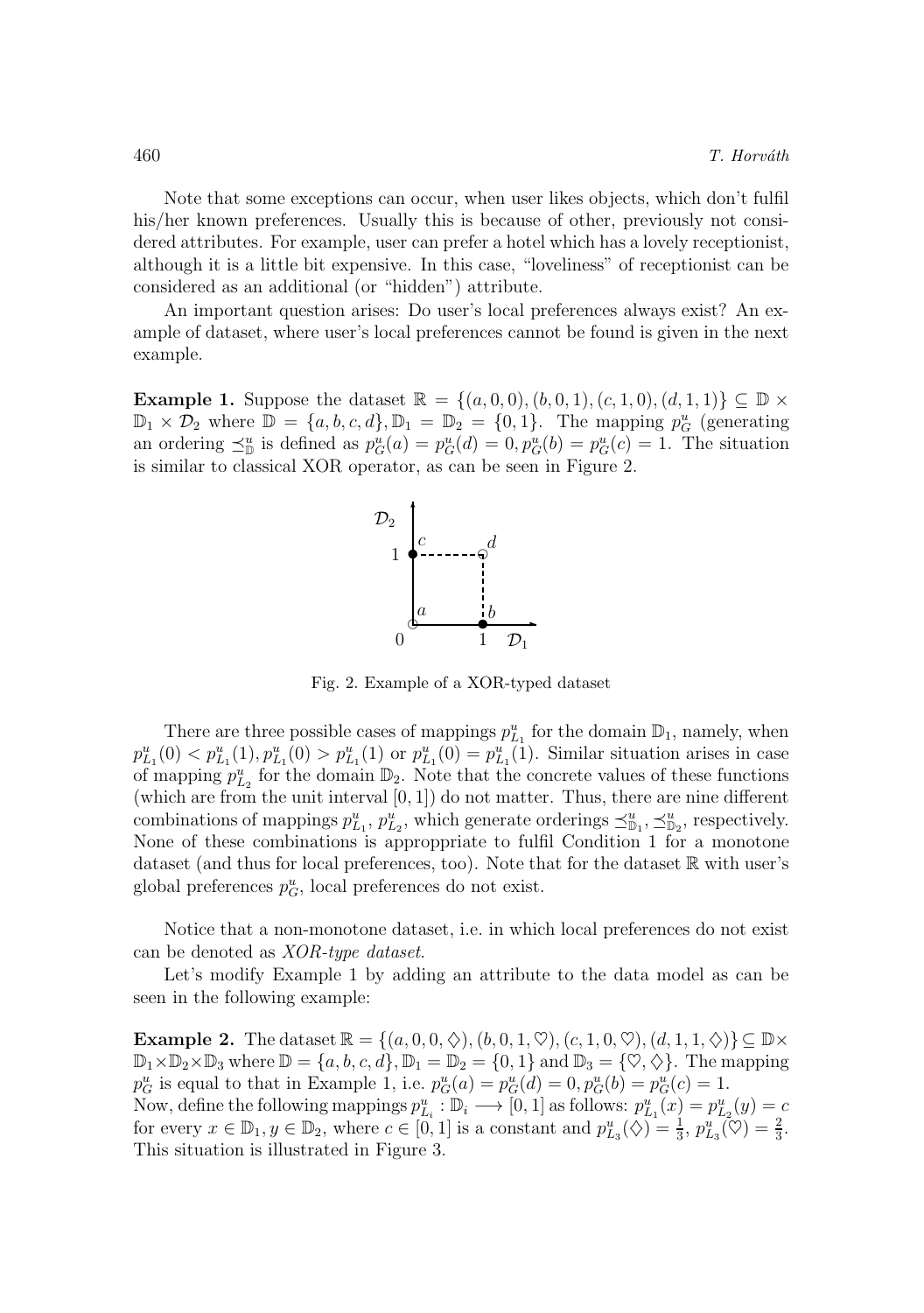Note that some exceptions can occur, when user likes objects, which don't fulfil his/her known preferences. Usually this is because of other, previously not considered attributes. For example, user can prefer a hotel which has a lovely receptionist, although it is a little bit expensive. In this case, "loveliness" of receptionist can be considered as an additional (or "hidden") attribute.

An important question arises: Do user's local preferences always exist? An example of dataset, where user's local preferences cannot be found is given in the next example.

**Example 1.** Suppose the dataset $\mathbb{R} = \{(a,0,0),(b,0,1),(c,1,0),(d,1,1)\} \subseteq \mathbb{D} \times \mathbb{D}_1 \times \mathcal{D}_2$ where $\mathbb{D} = \{a,b,c,d\}, \mathbb{D}_1 = \mathbb{D}_2 = \{0,1\}$. The mapping $p^u_G$ (generating an ordering $\preceq^u_{\mathbb{D}}$ is defined as $p^u_G(a) = p^u_G(d) = 0, p^u_G(b) = p^u_G(c) = 1$. The situation is similar to classical XOR operator, as can be seen in Figure 2.

Fig. 2. Example of a XOR-typed dataset

There are three possible cases of mappings $p^u_{L_1}$ for the domain $\mathbb{D}_1$, namely, when $p^u_{L_1}(0) < p^u_{L_1}(1), p^u_{L_1}(0) > p^u_{L_1}(1)$ or $p^u_{L_1}(0) = p^u_{L_1}(1)$. Similar situation arises in case of mapping $p^u_{L_2}$ for the domain $\mathbb{D}_2$. Note that the concrete values of these functions (which are from the unit interval $[0,1]$) do not matter. Thus, there are nine different combinations of mappings $p^u_{L_1}$, $p^u_{L_2}$, which generate orderings $\preceq^u_{\mathbb{D}_1}, \preceq^u_{\mathbb{D}_2}$, respectively. None of these combinations is approppriate to fulfil Condition 1 for a monotone dataset (and thus for local preferences, too). Note that for the dataset $\mathbb{R}$ with user's global preferences $p^u_G$, local preferences do not exist.

Notice that a non-monotone dataset, i.e. in which local preferences do not exist can be denoted as *XOR-type dataset*.

Let's modify Example 1 by adding an attribute to the data model as can be seen in the following example:

**Example 2.** The dataset $\mathbb{R} = \{(a,0,0,\diamondsuit),(b,0,1,\heartsuit),(c,1,0,\heartsuit),(d,1,1,\diamondsuit)\} \subseteq \mathbb{D} \times \mathbb{D}_1 \times \mathbb{D}_2 \times \mathbb{D}_3$ where $\mathbb{D} = \{a,b,c,d\}, \mathbb{D}_1 = \mathbb{D}_2 = \{0,1\}$ and $\mathbb{D}_3 = \{\heartsuit,\diamondsuit\}$. The mapping $p^u_G$ is equal to that in Example 1, i.e. $p^u_G(a) = p^u_G(d) = 0, p^u_G(b) = p^u_G(c) = 1$.
Now, define the following mappings $p^u_{L_i} : \mathbb{D}_i \longrightarrow [0,1]$ as follows: $p^u_{L_1}(x) = p^u_{L_2}(y) = c$ for every $x \in \mathbb{D}_1, y \in \mathbb{D}_2$, where $c \in [0,1]$ is a constant and $p^u_{L_3}(\diamondsuit) = \frac{1}{3}$, $p^u_{L_3}(\heartsuit) = \frac{2}{3}$. This situation is illustrated in Figure 3.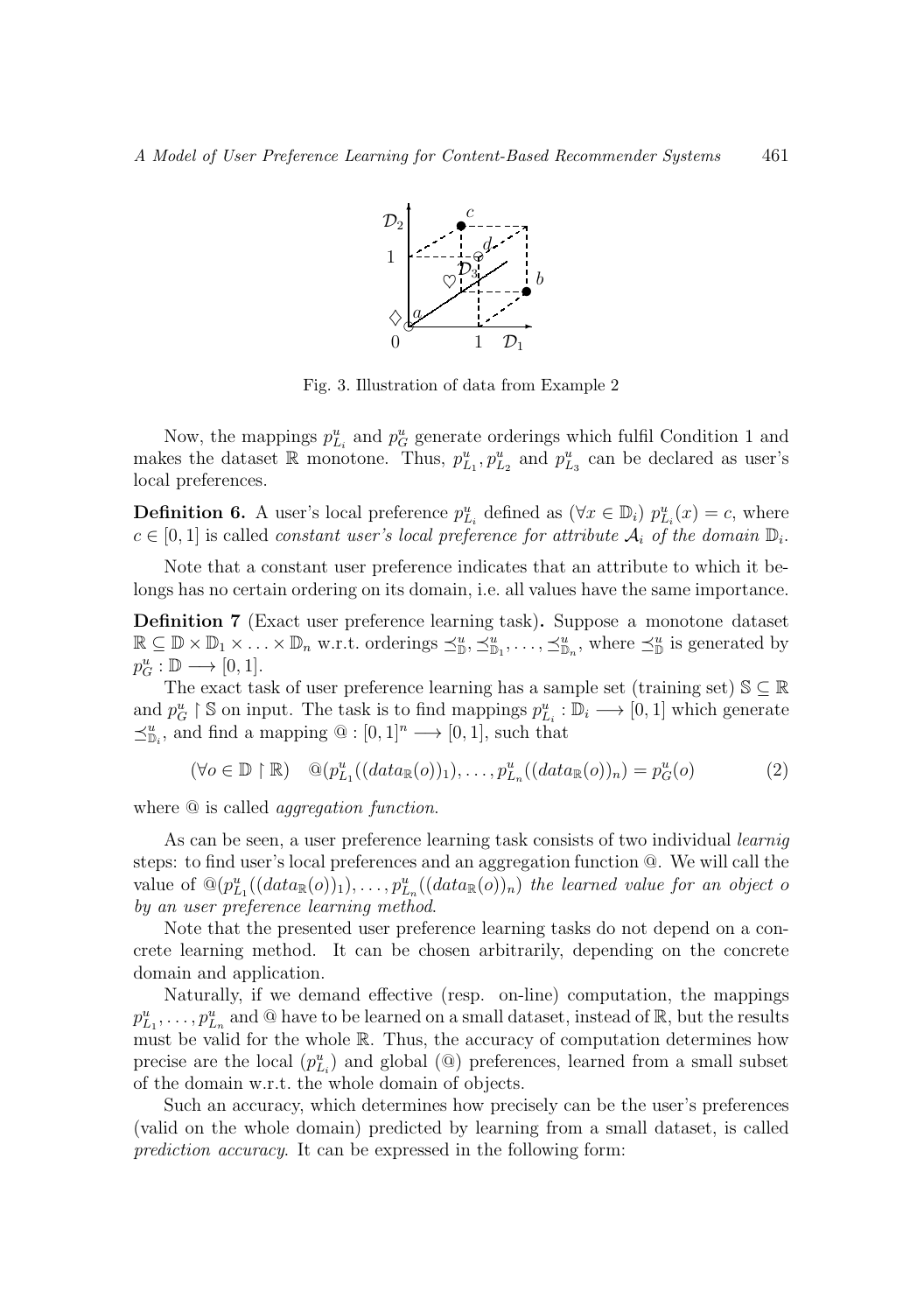Fig. 3. Illustration of data from Example 2

Now, the mappings $p^u_{L_i}$ and $p^u_G$ generate orderings which fulfil Condition 1 and makes the dataset $\mathbb{R}$ monotone. Thus, $p^u_{L_1}, p^u_{L_2}$ and $p^u_{L_3}$ can be declared as user's local preferences.

**Definition 6.** A user's local preference $p^u_{L_i}$ defined as $(\forall x \in \mathbb{D}_i)\ p^u_{L_i}(x) = c$, where $c \in [0, 1]$ is called *constant user's local preference for attribute $\mathcal{A}_i$ of the domain $\mathbb{D}_i$*.

Note that a constant user preference indicates that an attribute to which it belongs has no certain ordering on its domain, i.e. all values have the same importance.

**Definition 7** (Exact user preference learning task)**.** Suppose a monotone dataset $\mathbb{R} \subseteq \mathbb{D} \times \mathbb{D}_1 \times \ldots \times \mathbb{D}_n$ w.r.t. orderings $\preceq^u_{\mathbb{D}}, \preceq^u_{\mathbb{D}_1}, \ldots, \preceq^u_{\mathbb{D}_n}$, where $\preceq^u_{\mathbb{D}}$ is generated by $p^u_G : \mathbb{D} \longrightarrow [0, 1]$.

The exact task of user preference learning has a sample set (training set) $\mathbb{S} \subseteq \mathbb{R}$ and $p^u_G \restriction \mathbb{S}$ on input. The task is to find mappings $p^u_{L_i} : \mathbb{D}_i \longrightarrow [0, 1]$ which generate $\preceq^u_{\mathbb{D}_i}$, and find a mapping $@ : [0, 1]^n \longrightarrow [0, 1]$, such that

$$(\forall o \in \mathbb{D} \restriction \mathbb{R}) \quad @(p^u_{L_1}((data_{\mathbb{R}}(o))_1), \ldots, p^u_{L_n}((data_{\mathbb{R}}(o))_n) = p^u_G(o) \tag{2}$$

where @ is called *aggregation function*.

As can be seen, a user preference learning task consists of two individual *learnig* steps: to find user's local preferences and an aggregation function @. We will call the value of $@(p^u_{L_1}((data_{\mathbb{R}}(o))_1), \ldots, p^u_{L_n}((data_{\mathbb{R}}(o))_n)$ *the learned value for an object $o$ by an user preference learning method*.

Note that the presented user preference learning tasks do not depend on a concrete learning method. It can be chosen arbitrarily, depending on the concrete domain and application.

Naturally, if we demand effective (resp. on-line) computation, the mappings $p^u_{L_1}, \ldots, p^u_{L_n}$ and @ have to be learned on a small dataset, instead of $\mathbb{R}$, but the results must be valid for the whole $\mathbb{R}$. Thus, the accuracy of computation determines how precise are the local ($p^u_{L_i}$) and global (@) preferences, learned from a small subset of the domain w.r.t. the whole domain of objects.

Such an accuracy, which determines how precisely can be the user's preferences (valid on the whole domain) predicted by learning from a small dataset, is called *prediction accuracy*. It can be expressed in the following form: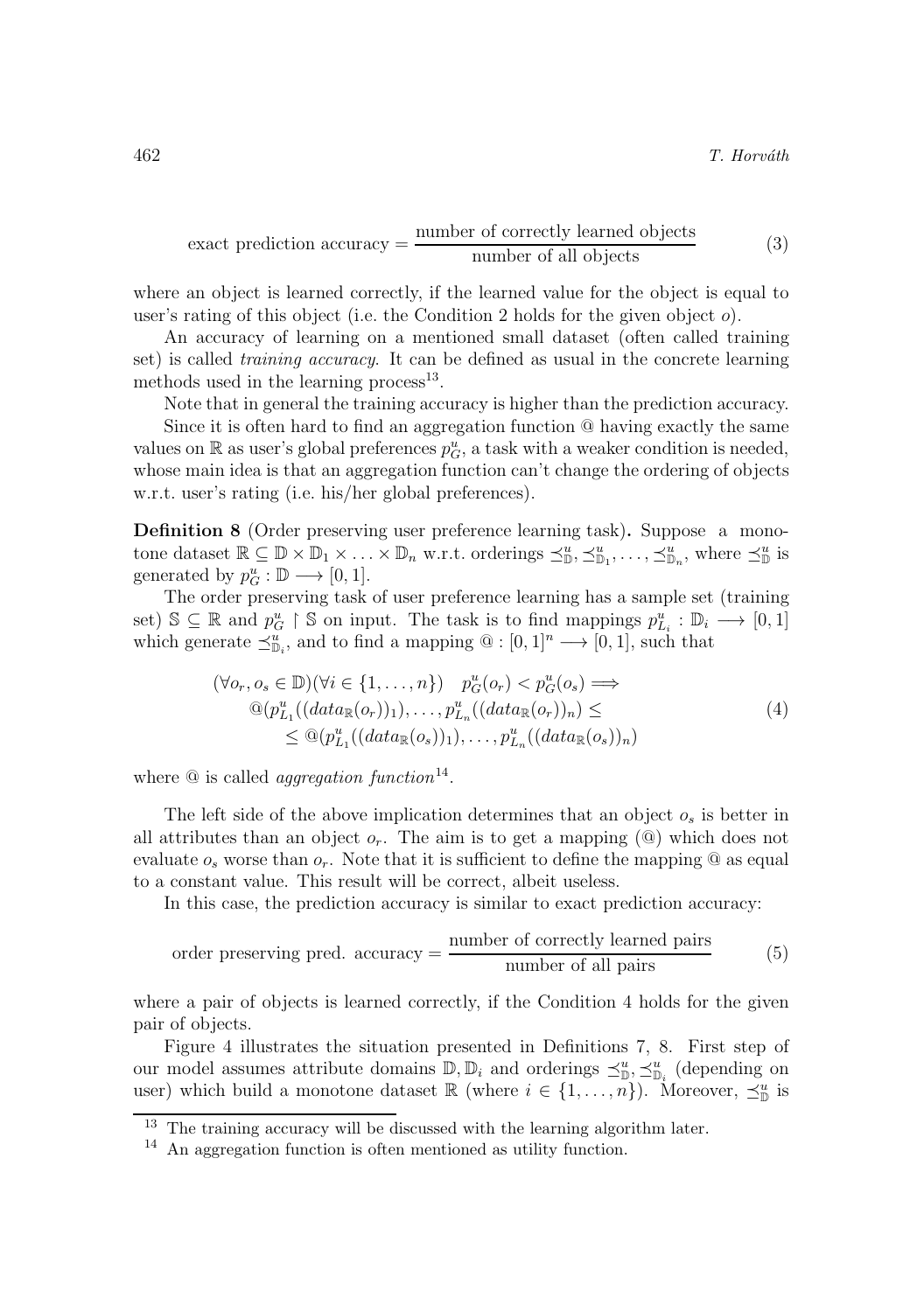$$\text{exact prediction accuracy} = \frac{\text{number of correctly learned objects}}{\text{number of all objects}} \tag{3}$$

where an object is learned correctly, if the learned value for the object is equal to user's rating of this object (i.e. the Condition 2 holds for the given object $o$).

An accuracy of learning on a mentioned small dataset (often called training set) is called *training accuracy*. It can be defined as usual in the concrete learning methods used in the learning process[13].

Note that in general the training accuracy is higher than the prediction accuracy.

Since it is often hard to find an aggregation function @ having exactly the same values on $\mathbb{R}$ as user's global preferences $p^u_G$, a task with a weaker condition is needed, whose main idea is that an aggregation function can't change the ordering of objects w.r.t. user's rating (i.e. his/her global preferences).

**Definition 8** (Order preserving user preference learning task)**.** Suppose a monotone dataset $\mathbb{R} \subseteq \mathbb{D} \times \mathbb{D}_1 \times \ldots \times \mathbb{D}_n$ w.r.t. orderings $\preceq^u_{\mathbb{D}}, \preceq^u_{\mathbb{D}_1}, \ldots, \preceq^u_{\mathbb{D}_n}$, where $\preceq^u_{\mathbb{D}}$ is generated by $p^u_G : \mathbb{D} \longrightarrow [0,1]$.

The order preserving task of user preference learning has a sample set (training set) $\mathbb{S} \subseteq \mathbb{R}$ and $p^u_G \upharpoonright \mathbb{S}$ on input. The task is to find mappings $p^u_{L_i} : \mathbb{D}_i \longrightarrow [0,1]$ which generate $\preceq^u_{\mathbb{D}_i}$, and to find a mapping $@ : [0,1]^n \longrightarrow [0,1]$, such that

$$\begin{aligned}
&(\forall o_r, o_s \in \mathbb{D})(\forall i \in \{1,\ldots,n\}) \quad p^u_G(o_r) < p^u_G(o_s) \Longrightarrow \\
&\quad @(p^u_{L_1}((data_{\mathbb{R}}(o_r))_1), \ldots, p^u_{L_n}((data_{\mathbb{R}}(o_r))_n) \leq \\
&\quad\quad \leq @(p^u_{L_1}((data_{\mathbb{R}}(o_s))_1), \ldots, p^u_{L_n}((data_{\mathbb{R}}(o_s))_n)
\end{aligned} \tag{4}$$

where @ is called *aggregation function*[14].

The left side of the above implication determines that an object $o_s$ is better in all attributes than an object $o_r$. The aim is to get a mapping (@) which does not evaluate $o_s$ worse than $o_r$. Note that it is sufficient to define the mapping @ as equal to a constant value. This result will be correct, albeit useless.

In this case, the prediction accuracy is similar to exact prediction accuracy:

$$\text{order preserving pred. accuracy} = \frac{\text{number of correctly learned pairs}}{\text{number of all pairs}} \tag{5}$$

where a pair of objects is learned correctly, if the Condition 4 holds for the given pair of objects.

Figure 4 illustrates the situation presented in Definitions 7, 8. First step of our model assumes attribute domains $\mathbb{D}, \mathbb{D}_i$ and orderings $\preceq^u_{\mathbb{D}}, \preceq^u_{\mathbb{D}_i}$ (depending on user) which build a monotone dataset $\mathbb{R}$ (where $i \in \{1,\ldots,n\}$). Moreover, $\preceq^u_{\mathbb{D}}$ is

[13] The training accuracy will be discussed with the learning algorithm later.

[14] An aggregation function is often mentioned as utility function.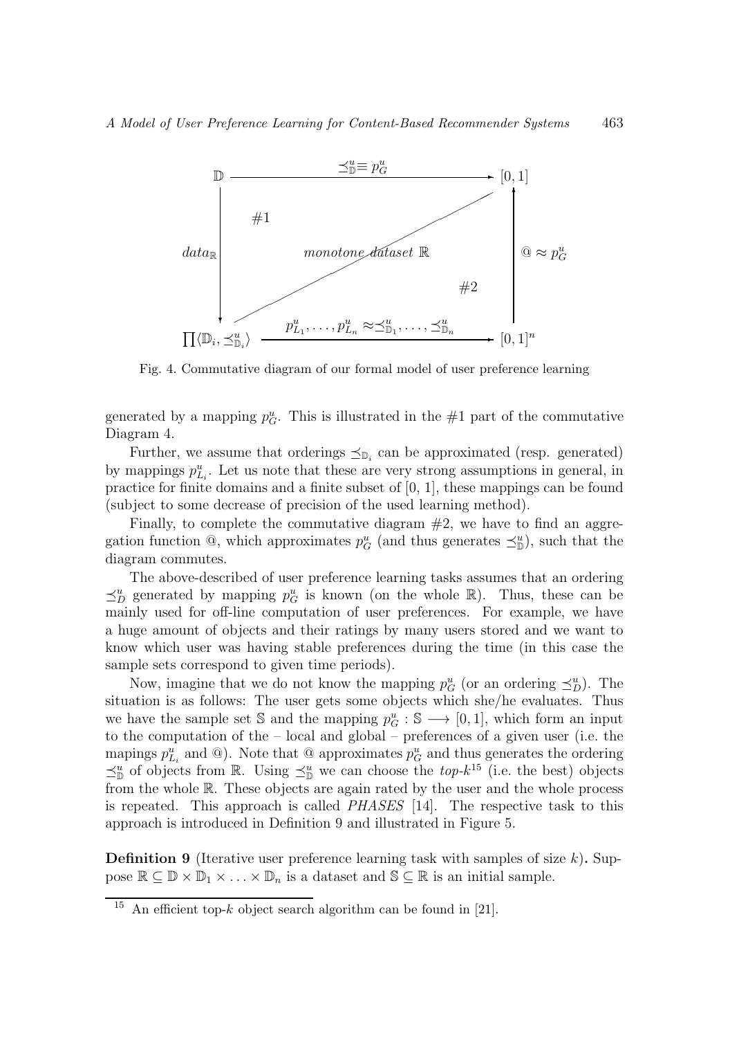Fig. 4. Commutative diagram of our formal model of user preference learning

generated by a mapping $p^u_G$. This is illustrated in the #1 part of the commutative Diagram 4.

Further, we assume that orderings $\preceq_{\mathbb{D}_i}$ can be approximated (resp. generated) by mappings $p^u_{L_i}$. Let us note that these are very strong assumptions in general, in practice for finite domains and a finite subset of $[0, 1]$, these mappings can be found (subject to some decrease of precision of the used learning method).

Finally, to complete the commutative diagram #2, we have to find an aggregation function @, which approximates $p^u_G$ (and thus generates $\preceq^u_{\mathbb{D}}$), such that the diagram commutes.

The above-described of user preference learning tasks assumes that an ordering $\preceq^u_D$ generated by mapping $p^u_G$ is known (on the whole $\mathbb{R}$). Thus, these can be mainly used for off-line computation of user preferences. For example, we have a huge amount of objects and their ratings by many users stored and we want to know which user was having stable preferences during the time (in this case the sample sets correspond to given time periods).

Now, imagine that we do not know the mapping $p^u_G$ (or an ordering $\preceq^u_D$). The situation is as follows: The user gets some objects which she/he evaluates. Thus we have the sample set $\mathbb{S}$ and the mapping $p^u_G : \mathbb{S} \longrightarrow [0, 1]$, which form an input to the computation of the – local and global – preferences of a given user (i.e. the mapings $p^u_{L_i}$ and @). Note that @ approximates $p^u_G$ and thus generates the ordering $\preceq^u_{\mathbb{D}}$ of objects from $\mathbb{R}$. Using $\preceq^u_{\mathbb{D}}$ we can choose the *top-k*[15] (i.e. the best) objects from the whole $\mathbb{R}$. These objects are again rated by the user and the whole process is repeated. This approach is called *PHASES* [14]. The respective task to this approach is introduced in Definition 9 and illustrated in Figure 5.

**Definition 9** (Iterative user preference learning task with samples of size $k$)**.** Suppose $\mathbb{R} \subseteq \mathbb{D} \times \mathbb{D}_1 \times \ldots \times \mathbb{D}_n$ is a dataset and $\mathbb{S} \subseteq \mathbb{R}$ is an initial sample.

[15] An efficient top-$k$ object search algorithm can be found in [21].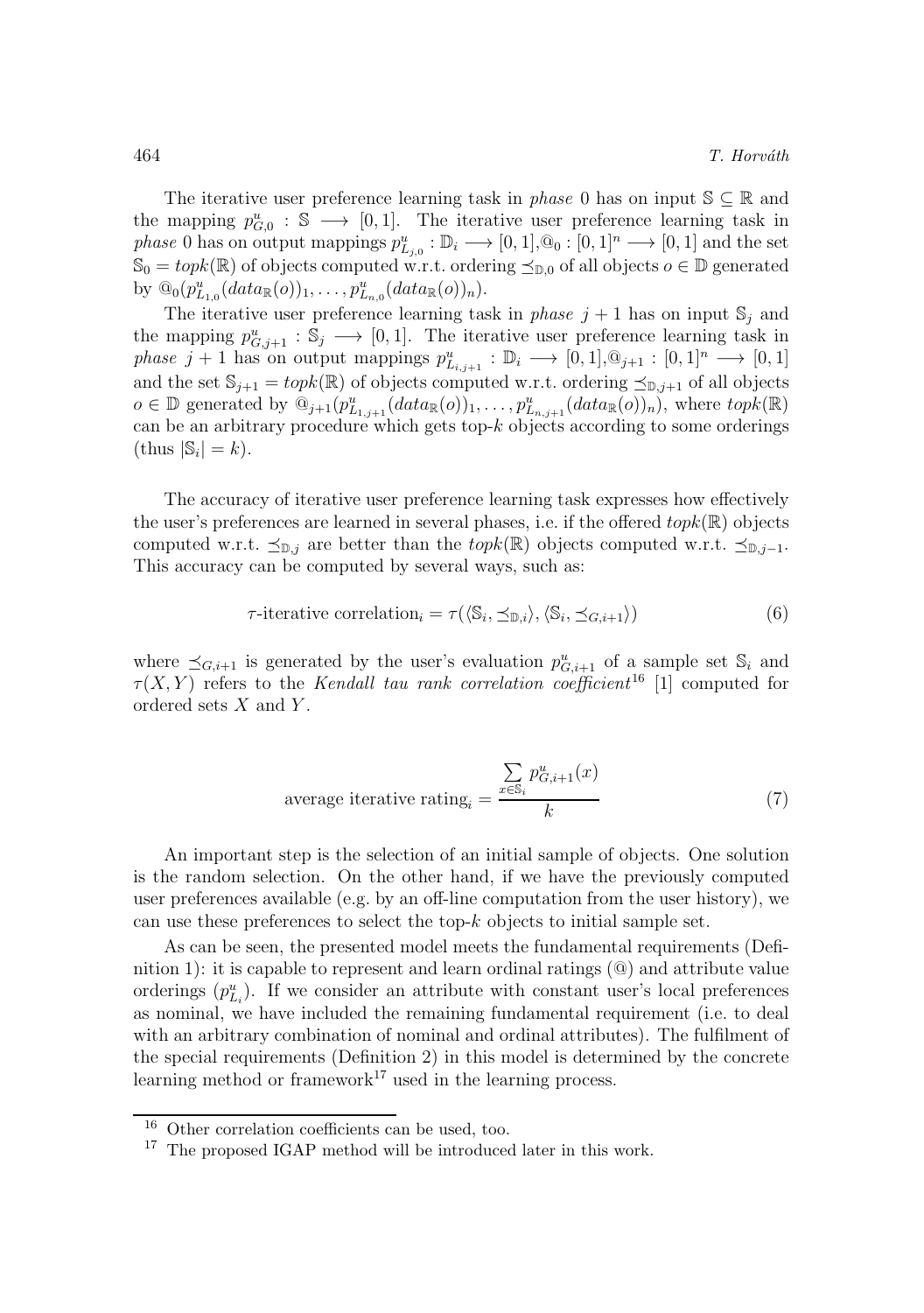The iterative user preference learning task in *phase* 0 has on input $\mathbb{S} \subseteq \mathbb{R}$ and the mapping $p^u_{G,0} : \mathbb{S} \longrightarrow [0,1]$. The iterative user preference learning task in *phase* 0 has on output mappings $p^u_{L_{j,0}} : \mathbb{D}_i \longrightarrow [0,1]$, $@_0 : [0,1]^n \longrightarrow [0,1]$ and the set $\mathbb{S}_0 = topk(\mathbb{R})$ of objects computed w.r.t. ordering $\preceq_{\mathbb{D},0}$ of all objects $o \in \mathbb{D}$ generated by $@_0(p^u_{L_{1,0}}(data_{\mathbb{R}}(o))_1, \ldots, p^u_{L_{n,0}}(data_{\mathbb{R}}(o))_n)$.

The iterative user preference learning task in *phase* $j+1$ has on input $\mathbb{S}_j$ and the mapping $p^u_{G,j+1} : \mathbb{S}_j \longrightarrow [0,1]$. The iterative user preference learning task in *phase* $j+1$ has on output mappings $p^u_{L_{i,j+1}} : \mathbb{D}_i \longrightarrow [0,1]$, $@_{j+1} : [0,1]^n \longrightarrow [0,1]$ and the set $\mathbb{S}_{j+1} = topk(\mathbb{R})$ of objects computed w.r.t. ordering $\preceq_{\mathbb{D},j+1}$ of all objects $o \in \mathbb{D}$ generated by $@_{j+1}(p^u_{L_{1,j+1}}(data_{\mathbb{R}}(o))_1, \ldots, p^u_{L_{n,j+1}}(data_{\mathbb{R}}(o))_n)$, where $topk(\mathbb{R})$ can be an arbitrary procedure which gets top-$k$ objects according to some orderings (thus $|\mathbb{S}_i| = k$).

The accuracy of iterative user preference learning task expresses how effectively the user's preferences are learned in several phases, i.e. if the offered $topk(\mathbb{R})$ objects computed w.r.t. $\preceq_{\mathbb{D},j}$ are better than the $topk(\mathbb{R})$ objects computed w.r.t. $\preceq_{\mathbb{D},j-1}$. This accuracy can be computed by several ways, such as:

$$\tau\text{-iterative correlation}_i = \tau(\langle \mathbb{S}_i, \preceq_{\mathbb{D},i} \rangle, \langle \mathbb{S}_i, \preceq_{G,i+1} \rangle) \tag{6}$$

where $\preceq_{G,i+1}$ is generated by the user's evaluation $p^u_{G,i+1}$ of a sample set $\mathbb{S}_i$ and $\tau(X,Y)$ refers to the *Kendall tau rank correlation coefficient*[16] [1] computed for ordered sets $X$ and $Y$.

$$\text{average iterative rating}_i = \frac{\sum_{x \in \mathbb{S}_i} p^u_{G,i+1}(x)}{k} \tag{7}$$

An important step is the selection of an initial sample of objects. One solution is the random selection. On the other hand, if we have the previously computed user preferences available (e.g. by an off-line computation from the user history), we can use these preferences to select the top-$k$ objects to initial sample set.

As can be seen, the presented model meets the fundamental requirements (Definition 1): it is capable to represent and learn ordinal ratings ($@$) and attribute value orderings ($p^u_{L_i}$). If we consider an attribute with constant user's local preferences as nominal, we have included the remaining fundamental requirement (i.e. to deal with an arbitrary combination of nominal and ordinal attributes). The fulfilment of the special requirements (Definition 2) in this model is determined by the concrete learning method or framework[17] used in the learning process.

---

[16] Other correlation coefficients can be used, too.

[17] The proposed IGAP method will be introduced later in this work.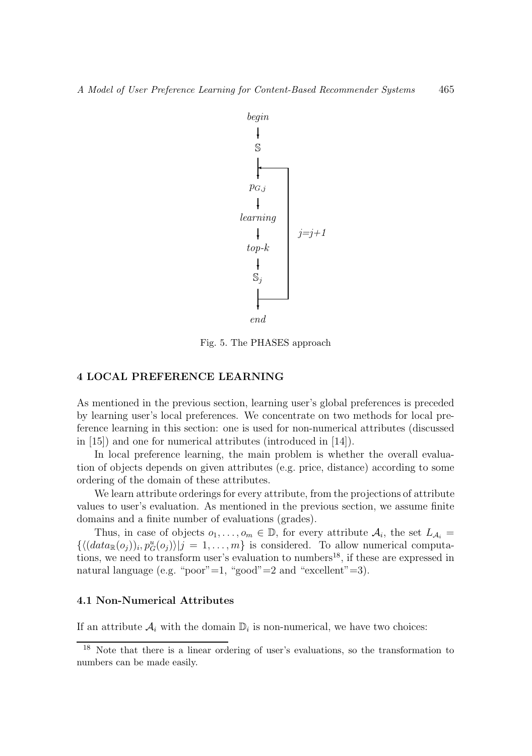Fig. 5. The PHASES approach

## 4 LOCAL PREFERENCE LEARNING

As mentioned in the previous section, learning user's global preferences is preceded by learning user's local preferences. We concentrate on two methods for local preference learning in this section: one is used for non-numerical attributes (discussed in [15]) and one for numerical attributes (introduced in [14]).

In local preference learning, the main problem is whether the overall evaluation of objects depends on given attributes (e.g. price, distance) according to some ordering of the domain of these attributes.

We learn attribute orderings for every attribute, from the projections of attribute values to user's evaluation. As mentioned in the previous section, we assume finite domains and a finite number of evaluations (grades).

Thus, in case of objects $o_1, \ldots, o_m \in \mathbb{D}$, for every attribute $\mathcal{A}_i$, the set $L_{\mathcal{A}_i} = \{\langle (data_{\mathbb{R}}(o_j))_i, p^u_G(o_j) \rangle | j = 1, \ldots, m\}$ is considered. To allow numerical computations, we need to transform user's evaluation to numbers[18], if these are expressed in natural language (e.g. "poor"=1, "good"=2 and "excellent"=3).

### 4.1 Non-Numerical Attributes

If an attribute $\mathcal{A}_i$ with the domain $\mathbb{D}_i$ is non-numerical, we have two choices:

[18] Note that there is a linear ordering of user's evaluations, so the transformation to numbers can be made easily.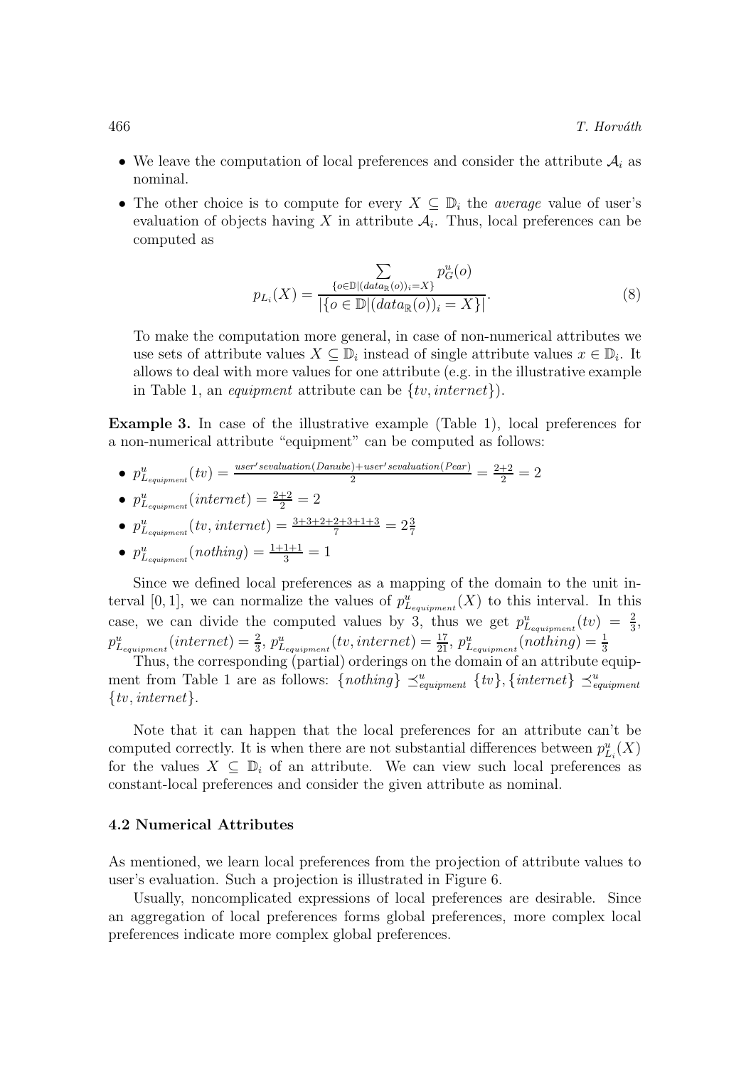- We leave the computation of local preferences and consider the attribute $\mathcal{A}_i$ as nominal.
- The other choice is to compute for every $X \subseteq \mathbb{D}_i$ the *average* value of user's evaluation of objects having $X$ in attribute $\mathcal{A}_i$. Thus, local preferences can be computed as

$$p_{L_i}(X) = \frac{\sum_{\{o \in \mathbb{D} | (data_{\mathbb{R}}(o))_i = X\}} p_G^u(o)}{|\{o \in \mathbb{D} | (data_{\mathbb{R}}(o))_i = X\}|}. \tag{8}$$

  To make the computation more general, in case of non-numerical attributes we use sets of attribute values $X \subseteq \mathbb{D}_i$ instead of single attribute values $x \in \mathbb{D}_i$. It allows to deal with more values for one attribute (e.g. in the illustrative example in Table 1, an *equipment* attribute can be $\{tv, internet\}$).

**Example 3.** In case of the illustrative example (Table 1), local preferences for a non-numerical attribute "equipment" can be computed as follows:

- $p^u_{L_{equipment}}(tv) = \frac{user'sevaluation(Danube)+user'sevaluation(Pear)}{2} = \frac{2+2}{2} = 2$
- $p^u_{L_{equipment}}(internet) = \frac{2+2}{2} = 2$
- $p^u_{L_{equipment}}(tv, internet) = \frac{3+3+2+2+3+1+3}{7} = 2\frac{3}{7}$
- $p^u_{L_{equipment}}(nothing) = \frac{1+1+1}{3} = 1$

Since we defined local preferences as a mapping of the domain to the unit interval $[0, 1]$, we can normalize the values of $p^u_{L_{equipment}}(X)$ to this interval. In this case, we can divide the computed values by 3, thus we get $p^u_{L_{equipment}}(tv) = \frac{2}{3}$, $p^u_{L_{equipment}}(internet) = \frac{2}{3}$, $p^u_{L_{equipment}}(tv, internet) = \frac{17}{21}$, $p^u_{L_{equipment}}(nothing) = \frac{1}{3}$

Thus, the corresponding (partial) orderings on the domain of an attribute equipment from Table 1 are as follows: $\{nothing\} \preceq^u_{equipment} \{tv\}, \{internet\} \preceq^u_{equipment} \{tv, internet\}$.

Note that it can happen that the local preferences for an attribute can't be computed correctly. It is when there are not substantial differences between $p^u_{L_i}(X)$ for the values $X \subseteq \mathbb{D}_i$ of an attribute. We can view such local preferences as constant-local preferences and consider the given attribute as nominal.

### 4.2 Numerical Attributes

As mentioned, we learn local preferences from the projection of attribute values to user's evaluation. Such a projection is illustrated in Figure 6.

Usually, noncomplicated expressions of local preferences are desirable. Since an aggregation of local preferences forms global preferences, more complex local preferences indicate more complex global preferences.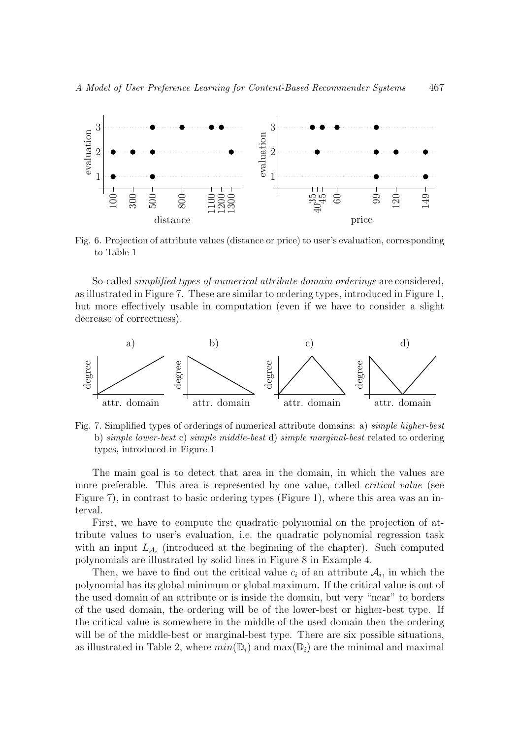Fig. 6. Projection of attribute values (distance or price) to user's evaluation, corresponding to Table 1

So-called *simplified types of numerical attribute domain orderings* are considered, as illustrated in Figure 7. These are similar to ordering types, introduced in Figure 1, but more effectively usable in computation (even if we have to consider a slight decrease of correctness).

Fig. 7. Simplified types of orderings of numerical attribute domains: a) *simple higher-best* b) *simple lower-best* c) *simple middle-best* d) *simple marginal-best* related to ordering types, introduced in Figure 1

The main goal is to detect that area in the domain, in which the values are more preferable. This area is represented by one value, called *critical value* (see Figure 7), in contrast to basic ordering types (Figure 1), where this area was an interval.

First, we have to compute the quadratic polynomial on the projection of attribute values to user's evaluation, i.e. the quadratic polynomial regression task with an input $L_{\mathcal{A}_i}$ (introduced at the beginning of the chapter). Such computed polynomials are illustrated by solid lines in Figure 8 in Example 4.

Then, we have to find out the critical value $c_i$ of an attribute $\mathcal{A}_i$, in which the polynomial has its global minimum or global maximum. If the critical value is out of the used domain of an attribute or is inside the domain, but very "near" to borders of the used domain, the ordering will be of the lower-best or higher-best type. If the critical value is somewhere in the middle of the used domain then the ordering will be of the middle-best or marginal-best type. There are six possible situations, as illustrated in Table 2, where $min(\mathbb{D}_i)$ and $\max(\mathbb{D}_i)$ are the minimal and maximal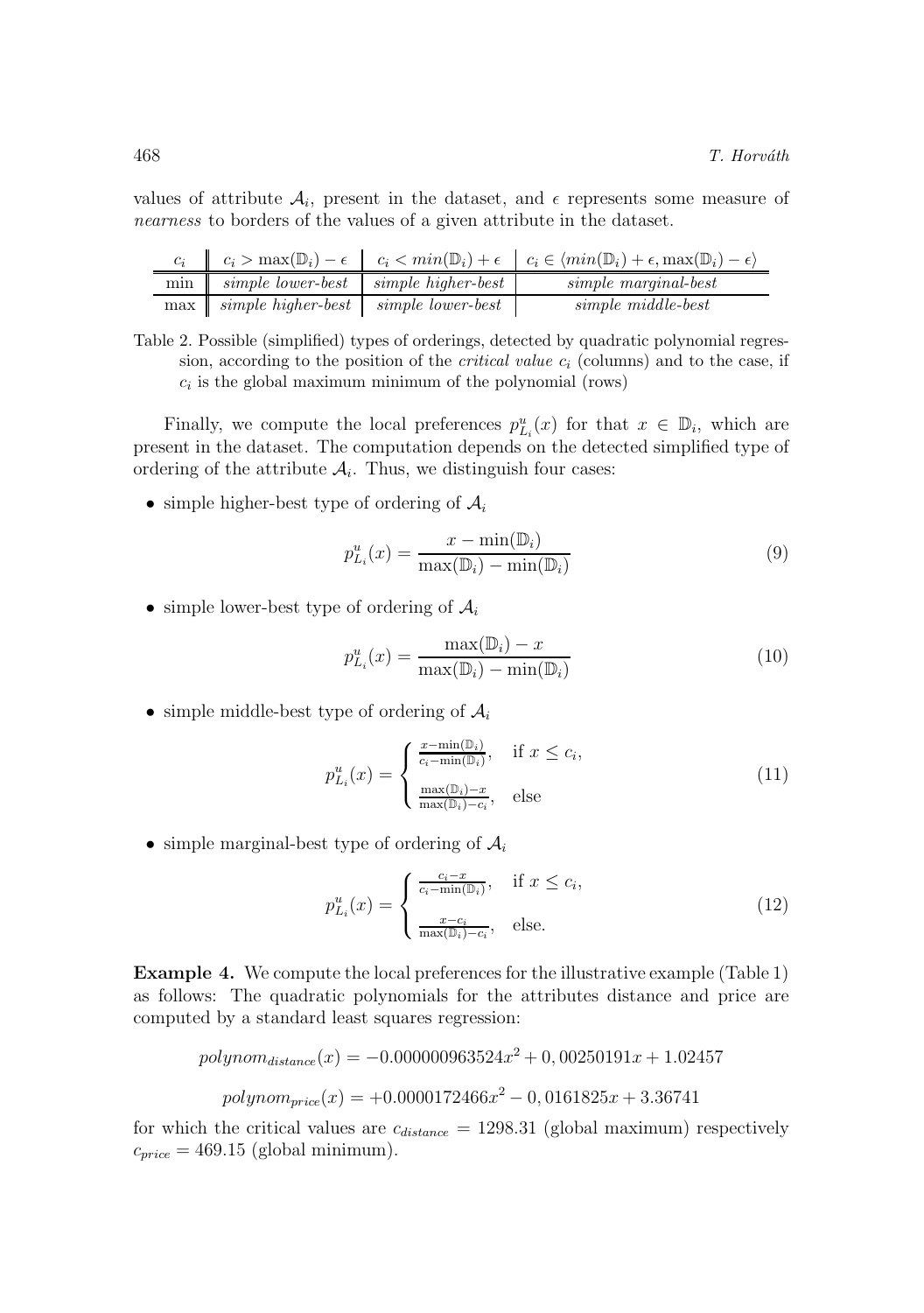values of attribute $\mathcal{A}_i$, present in the dataset, and $\epsilon$ represents some measure of *nearness* to borders of the values of a given attribute in the dataset.

| $c_i$ | $c_i > \max(\mathbb{D}_i) - \epsilon$ | $c_i < min(\mathbb{D}_i) + \epsilon$ | $c_i \in \langle min(\mathbb{D}_i) + \epsilon, \max(\mathbb{D}_i) - \epsilon \rangle$ |
|---|---|---|---|
| min | *simple lower-best* | *simple higher-best* | *simple marginal-best* |
| max | *simple higher-best* | *simple lower-best* | *simple middle-best* |

Table 2. Possible (simplified) types of orderings, detected by quadratic polynomial regression, according to the position of the *critical value* $c_i$ (columns) and to the case, if $c_i$ is the global maximum minimum of the polynomial (rows)

Finally, we compute the local preferences $p^u_{L_i}(x)$ for that $x \in \mathbb{D}_i$, which are present in the dataset. The computation depends on the detected simplified type of ordering of the attribute $\mathcal{A}_i$. Thus, we distinguish four cases:

- simple higher-best type of ordering of $\mathcal{A}_i$

$$p^u_{L_i}(x) = \frac{x - \min(\mathbb{D}_i)}{\max(\mathbb{D}_i) - \min(\mathbb{D}_i)} \tag{9}$$

- simple lower-best type of ordering of $\mathcal{A}_i$

$$p^u_{L_i}(x) = \frac{\max(\mathbb{D}_i) - x}{\max(\mathbb{D}_i) - \min(\mathbb{D}_i)} \tag{10}$$

- simple middle-best type of ordering of $\mathcal{A}_i$

$$p^u_{L_i}(x) = \begin{cases} \frac{x - \min(\mathbb{D}_i)}{c_i - \min(\mathbb{D}_i)}, & \text{if } x \leq c_i, \\ \frac{\max(\mathbb{D}_i) - x}{\max(\mathbb{D}_i) - c_i}, & \text{else} \end{cases} \tag{11}$$

- simple marginal-best type of ordering of $\mathcal{A}_i$

$$p^u_{L_i}(x) = \begin{cases} \frac{c_i - x}{c_i - \min(\mathbb{D}_i)}, & \text{if } x \leq c_i, \\ \frac{x - c_i}{\max(\mathbb{D}_i) - c_i}, & \text{else.} \end{cases} \tag{12}$$

**Example 4.** We compute the local preferences for the illustrative example (Table 1) as follows: The quadratic polynomials for the attributes distance and price are computed by a standard least squares regression:

$$polynom_{distance}(x) = -0.000000963524x^2 + 0,00250191x + 1.02457$$

$$polynom_{price}(x) = +0.0000172466x^2 - 0,0161825x + 3.36741$$

for which the critical values are $c_{distance} = 1298.31$ (global maximum) respectively $c_{price} = 469.15$ (global minimum).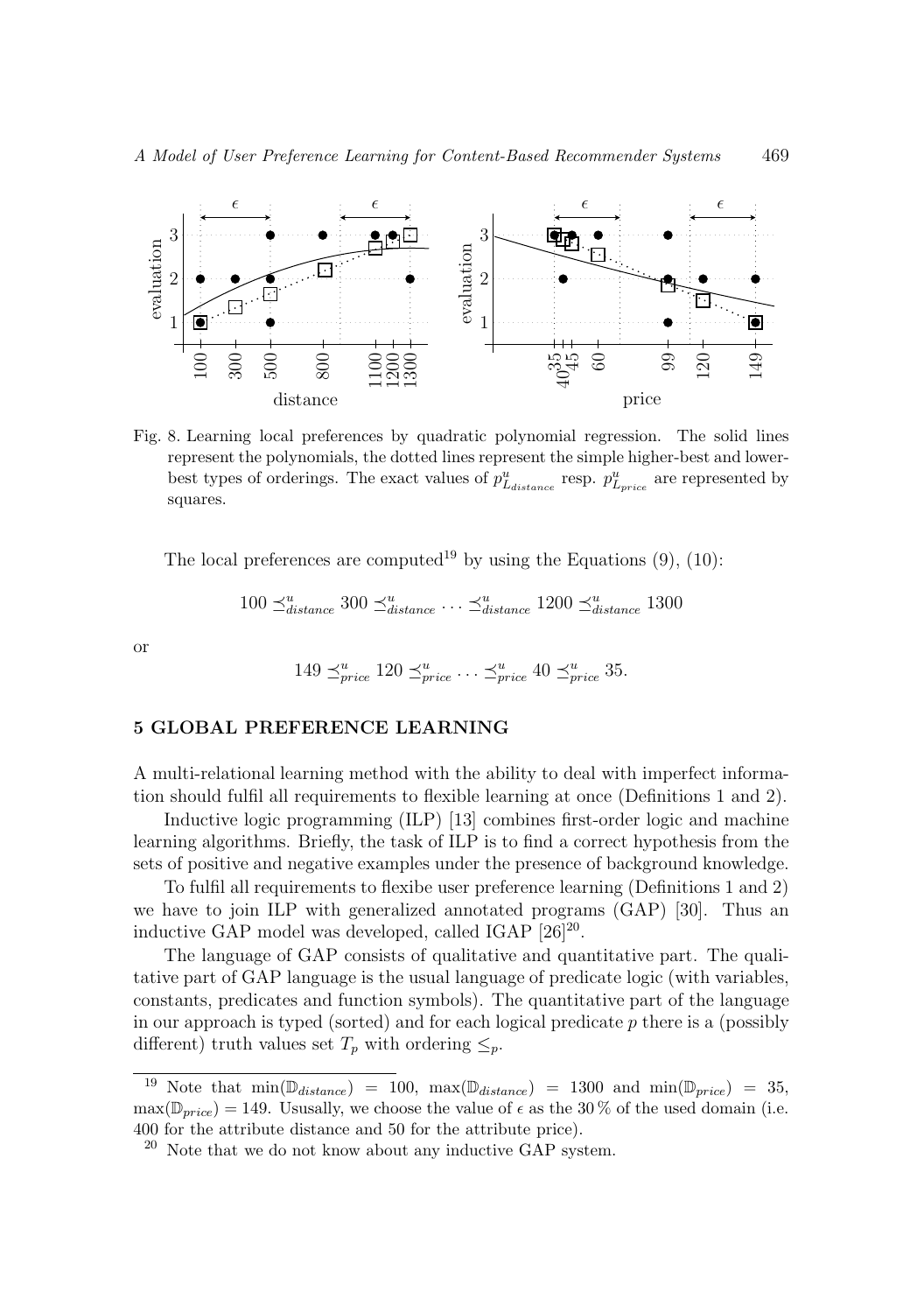Fig. 8. Learning local preferences by quadratic polynomial regression. The solid lines represent the polynomials, the dotted lines represent the simple higher-best and lower-best types of orderings. The exact values of $p^u_{L_{distance}}$ resp. $p^u_{L_{price}}$ are represented by squares.

The local preferences are computed[19] by using the Equations (9), (10):

$$100 \preceq^u_{distance} 300 \preceq^u_{distance} \cdots \preceq^u_{distance} 1200 \preceq^u_{distance} 1300$$

or

$$149 \preceq^u_{price} 120 \preceq^u_{price} \cdots \preceq^u_{price} 40 \preceq^u_{price} 35.$$

## 5 GLOBAL PREFERENCE LEARNING

A multi-relational learning method with the ability to deal with imperfect information should fulfil all requirements to flexible learning at once (Definitions 1 and 2).

Inductive logic programming (ILP) [13] combines first-order logic and machine learning algorithms. Briefly, the task of ILP is to find a correct hypothesis from the sets of positive and negative examples under the presence of background knowledge.

To fulfil all requirements to flexibe user preference learning (Definitions 1 and 2) we have to join ILP with generalized annotated programs (GAP) [30]. Thus an inductive GAP model was developed, called IGAP [26][20].

The language of GAP consists of qualitative and quantitative part. The qualitative part of GAP language is the usual language of predicate logic (with variables, constants, predicates and function symbols). The quantitative part of the language in our approach is typed (sorted) and for each logical predicate $p$ there is a (possibly different) truth values set $T_p$ with ordering $\leq_p$.

---

[19] Note that $\min(\mathbb{D}_{distance}) = 100$, $\max(\mathbb{D}_{distance}) = 1300$ and $\min(\mathbb{D}_{price}) = 35$, $\max(\mathbb{D}_{price}) = 149$. Ususally, we choose the value of $\epsilon$ as the 30 % of the used domain (i.e. 400 for the attribute distance and 50 for the attribute price).

[20] Note that we do not know about any inductive GAP system.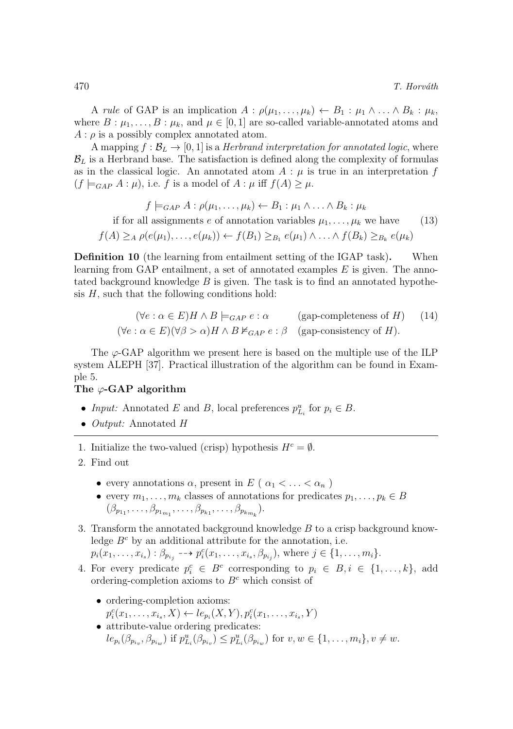A *rule* of GAP is an implication $A : \rho(\mu_1, \ldots, \mu_k) \leftarrow B_1 : \mu_1 \wedge \ldots \wedge B_k : \mu_k$, where $B : \mu_1, \ldots, B : \mu_k$, and $\mu \in [0, 1]$ are so-called variable-annotated atoms and $A : \rho$ is a possibly complex annotated atom.

A mapping $f : \mathcal{B}_L \to [0, 1]$ is a *Herbrand interpretation for annotated logic*, where $\mathcal{B}_L$ is a Herbrand base. The satisfaction is defined along the complexity of formulas as in the classical logic. An annotated atom $A : \mu$ is true in an interpretation $f$ ($f \models_{GAP} A : \mu$), i.e. $f$ is a model of $A : \mu$ iff $f(A) \geq \mu$.

$$
\begin{aligned}
& f \models_{GAP} A : \rho(\mu_1, \ldots, \mu_k) \leftarrow B_1 : \mu_1 \wedge \ldots \wedge B_k : \mu_k \\
& \text{if for all assignments } e \text{ of annotation variables } \mu_1, \ldots, \mu_k \text{ we have} \\
& f(A) \geq_A \rho(e(\mu_1), \ldots, e(\mu_k)) \leftarrow f(B_1) \geq_{B_1} e(\mu_1) \wedge \ldots \wedge f(B_k) \geq_{B_k} e(\mu_k)
\end{aligned} \tag{13}
$$

**Definition 10** (the learning from entailment setting of the IGAP task)**.** When learning from GAP entailment, a set of annotated examples $E$ is given. The annotated background knowledge $B$ is given. The task is to find an annotated hypothesis $H$, such that the following conditions hold:

$$
\begin{aligned}
(\forall e : \alpha \in E) H \wedge B \models_{GAP} e : \alpha \qquad & \text{(gap-completeness of } H\text{)} \\
(\forall e : \alpha \in E)(\forall \beta > \alpha) H \wedge B \not\models_{GAP} e : \beta \quad & \text{(gap-consistency of } H\text{).}
\end{aligned} \tag{14}
$$

The $\varphi$-GAP algorithm we present here is based on the multiple use of the ILP system ALEPH [37]. Practical illustration of the algorithm can be found in Example 5.

**The $\varphi$-GAP algorithm**

- *Input:* Annotated $E$ and $B$, local preferences $p^u_{L_i}$ for $p_i \in B$.
- *Output:* Annotated $H$

---

1. Initialize the two-valued (crisp) hypothesis $H^c = \emptyset$.
2. Find out
   - every annotations $\alpha$, present in $E$ ( $\alpha_1 < \ldots < \alpha_n$ )
   - every $m_1, \ldots, m_k$ classes of annotations for predicates $p_1, \ldots, p_k \in B$ $(\beta_{p_{1_1}}, \ldots, \beta_{p_{1_{m_1}}}, \ldots, \beta_{p_{k_1}}, \ldots, \beta_{p_{k_{m_k}}})$.
3. Transform the annotated background knowledge $B$ to a crisp background knowledge $B^c$ by an additional attribute for the annotation, i.e. $p_i(x_1, \ldots, x_{i_s}) : \beta_{p_{i_j}} \dashrightarrow p^c_i(x_1, \ldots, x_{i_s}, \beta_{p_{i_j}})$, where $j \in \{1, \ldots, m_i\}$.
4. For every predicate $p^c_i \in B^c$ corresponding to $p_i \in B, i \in \{1, \ldots, k\}$, add ordering-completion axioms to $B^c$ which consist of
   - ordering-completion axioms: $p^c_i(x_1, \ldots, x_{i_s}, X) \leftarrow le_{p_i}(X, Y), p^c_i(x_1, \ldots, x_{i_s}, Y)$
   - attribute-value ordering predicates: $le_{p_i}(\beta_{p_{i_v}}, \beta_{p_{i_w}})$ if $p^u_{L_i}(\beta_{p_{i_v}}) \leq p^u_{L_i}(\beta_{p_{i_w}})$ for $v, w \in \{1, \ldots, m_i\}, v \neq w$.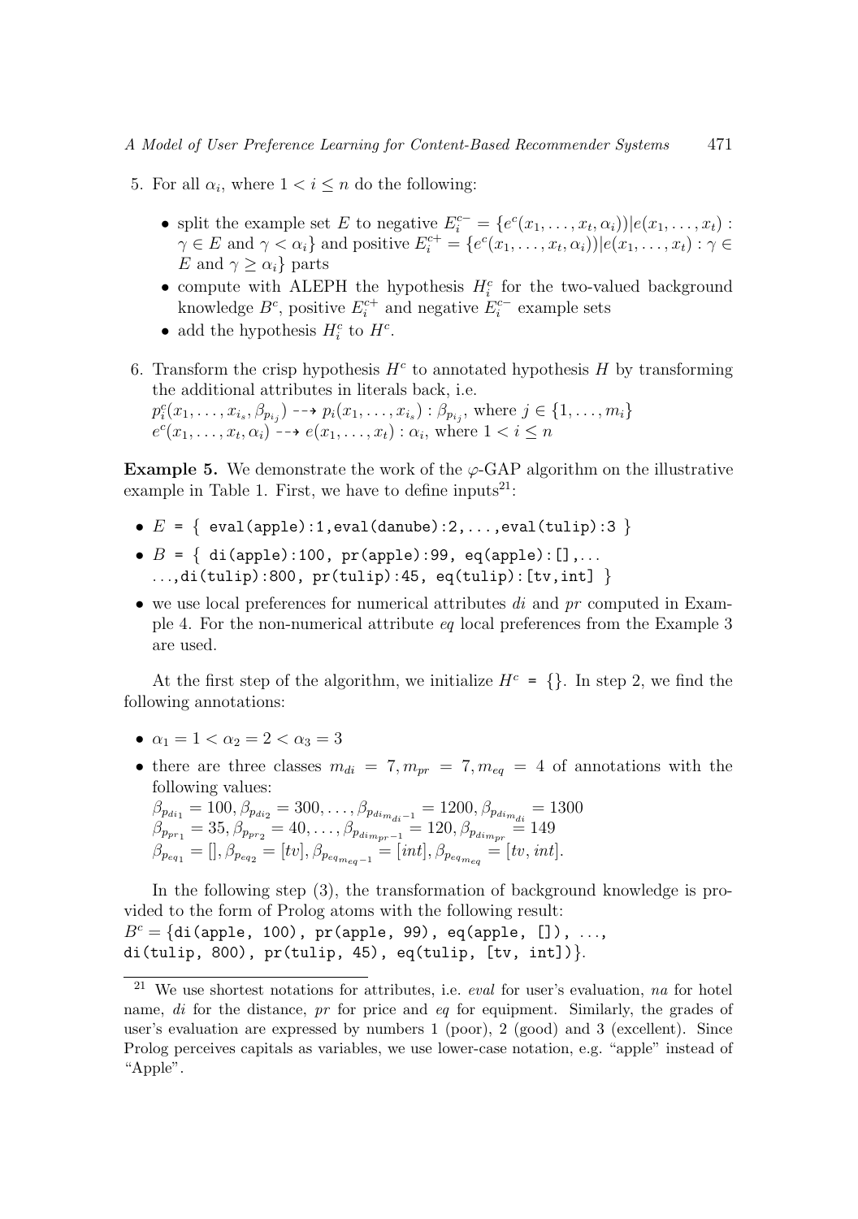5. For all $\alpha_i$, where $1 < i \leq n$ do the following:

   - split the example set $E$ to negative $E_i^{c-} = \{e^c(x_1, \ldots, x_t, \alpha_i)) | e(x_1, \ldots, x_t) : \gamma \in E \text{ and } \gamma < \alpha_i\}$ and positive $E_i^{c+} = \{e^c(x_1, \ldots, x_t, \alpha_i)) | e(x_1, \ldots, x_t) : \gamma \in E \text{ and } \gamma \geq \alpha_i\}$ parts
   - compute with ALEPH the hypothesis $H_i^c$ for the two-valued background knowledge $B^c$, positive $E_i^{c+}$ and negative $E_i^{c-}$ example sets
   - add the hypothesis $H_i^c$ to $H^c$.

6. Transform the crisp hypothesis $H^c$ to annotated hypothesis $H$ by transforming the additional attributes in literals back, i.e.
   $p_i^c(x_1, \ldots, x_{i_s}, \beta_{p_{i_j}}) \dashrightarrow p_i(x_1, \ldots, x_{i_s}) : \beta_{p_{i_j}}$, where $j \in \{1, \ldots, m_i\}$
   $e^c(x_1, \ldots, x_t, \alpha_i) \dashrightarrow e(x_1, \ldots, x_t) : \alpha_i$, where $1 < i \leq n$

**Example 5.** We demonstrate the work of the $\varphi$-GAP algorithm on the illustrative example in Table 1. First, we have to define inputs[21]:

- $E$ = { `eval(apple):1,eval(danube):2,...,eval(tulip):3` }
- $B$ = { `di(apple):100, pr(apple):99, eq(apple):[],...`
  `...,di(tulip):800, pr(tulip):45, eq(tulip):[tv,int]` }
- we use local preferences for numerical attributes *di* and *pr* computed in Example 4. For the non-numerical attribute *eq* local preferences from the Example 3 are used.

At the first step of the algorithm, we initialize $H^c$ = {}. In step 2, we find the following annotations:

- $\alpha_1 = 1 < \alpha_2 = 2 < \alpha_3 = 3$
- there are three classes $m_{di} = 7, m_{pr} = 7, m_{eq} = 4$ of annotations with the following values:
  $\beta_{p_{di_1}} = 100, \beta_{p_{di_2}} = 300, \ldots, \beta_{p_{di_{m_{di}-1}}} = 1200, \beta_{p_{di_{m_{di}}}} = 1300$
  $\beta_{p_{pr_1}} = 35, \beta_{p_{pr_2}} = 40, \ldots, \beta_{p_{di_{m_{pr}-1}}} = 120, \beta_{p_{di_{m_{pr}}}} = 149$
  $\beta_{p_{eq_1}} = [], \beta_{p_{eq_2}} = [tv], \beta_{p_{eq_{m_{eq}-1}}} = [int], \beta_{p_{eq_{m_{eq}}}} = [tv, int]$.

In the following step (3), the transformation of background knowledge is provided to the form of Prolog atoms with the following result:
$B^c$ = {`di(apple, 100), pr(apple, 99), eq(apple, []), ...,`
`di(tulip, 800), pr(tulip, 45), eq(tulip, [tv, int])`}.

---

[21] We use shortest notations for attributes, i.e. *eval* for user's evaluation, *na* for hotel name, *di* for the distance, *pr* for price and *eq* for equipment. Similarly, the grades of user's evaluation are expressed by numbers 1 (poor), 2 (good) and 3 (excellent). Since Prolog perceives capitals as variables, we use lower-case notation, e.g. "apple" instead of "Apple".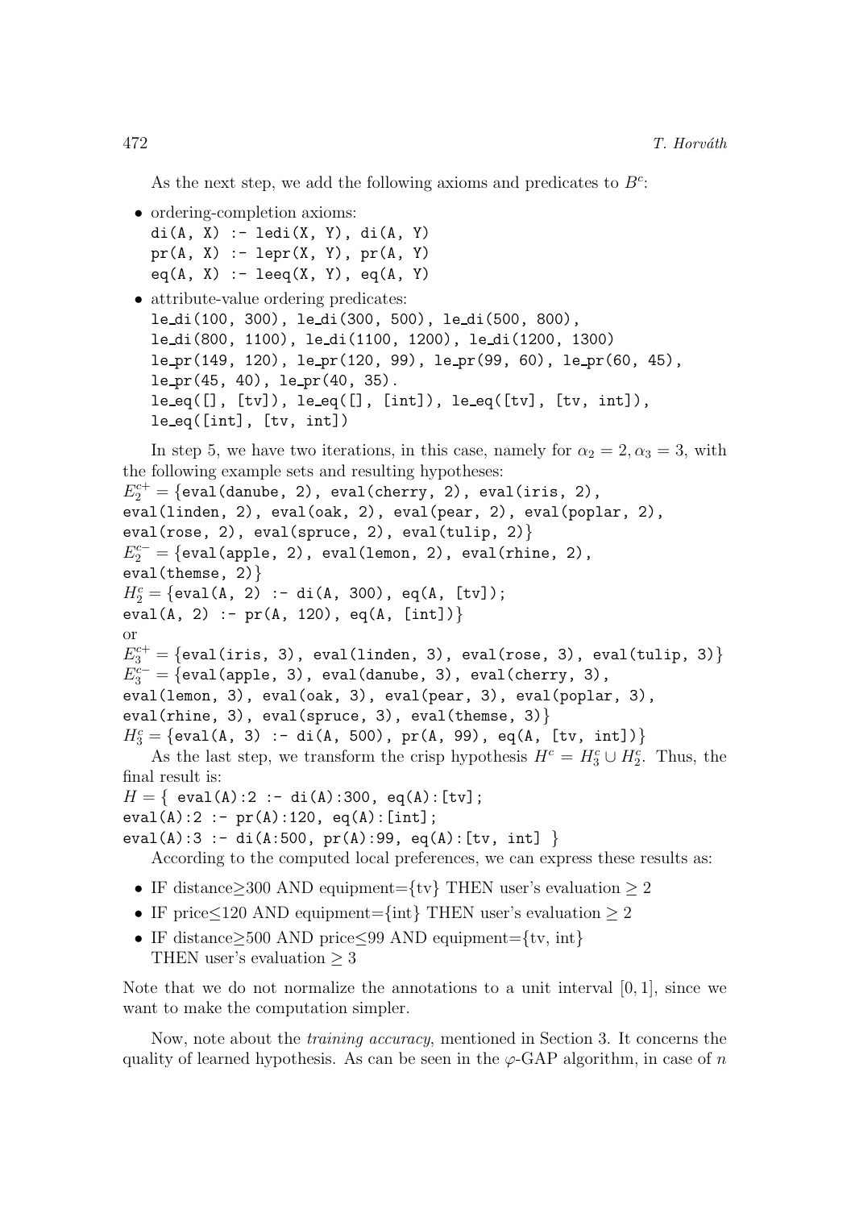As the next step, we add the following axioms and predicates to $B^c$:

- ordering-completion axioms:
  ```
  di(A, X) :- ledi(X, Y), di(A, Y)
  pr(A, X) :- lepr(X, Y), pr(A, Y)
  eq(A, X) :- leeq(X, Y), eq(A, Y)
  ```
- attribute-value ordering predicates:
  ```
  le_di(100, 300), le_di(300, 500), le_di(500, 800),
  le_di(800, 1100), le_di(1100, 1200), le_di(1200, 1300)
  le_pr(149, 120), le_pr(120, 99), le_pr(99, 60), le_pr(60, 45),
  le_pr(45, 40), le_pr(40, 35).
  le_eq([], [tv]), le_eq([], [int]), le_eq([tv], [tv, int]),
  le_eq([int], [tv, int])
  ```

In step 5, we have two iterations, in this case, namely for $\alpha_2 = 2, \alpha_3 = 3$, with the following example sets and resulting hypotheses:

$E_2^{c+} =$ {`eval(danube, 2), eval(cherry, 2), eval(iris, 2), eval(linden, 2), eval(oak, 2), eval(pear, 2), eval(poplar, 2), eval(rose, 2), eval(spruce, 2), eval(tulip, 2)`}

$E_2^{c-} =$ {`eval(apple, 2), eval(lemon, 2), eval(rhine, 2), eval(themse, 2)`}

$H_2^c =$ {`eval(A, 2) :- di(A, 300), eq(A, [tv]); eval(A, 2) :- pr(A, 120), eq(A, [int])`}

or

$E_3^{c+} =$ {`eval(iris, 3), eval(linden, 3), eval(rose, 3), eval(tulip, 3)`}

$E_3^{c-} =$ {`eval(apple, 3), eval(danube, 3), eval(cherry, 3), eval(lemon, 3), eval(oak, 3), eval(pear, 3), eval(poplar, 3), eval(rhine, 3), eval(spruce, 3), eval(themse, 3)`}

$H_3^c =$ {`eval(A, 3) :- di(A, 500), pr(A, 99), eq(A, [tv, int])`}

As the last step, we transform the crisp hypothesis $H^c = H_3^c \cup H_2^c$. Thus, the final result is:

$H =$ { `eval(A):2 :- di(A):300, eq(A):[tv]; eval(A):2 :- pr(A):120, eq(A):[int]; eval(A):3 :- di(A:500, pr(A):99, eq(A):[tv, int]` }

According to the computed local preferences, we can express these results as:

- IF distance$\geq$300 AND equipment={tv} THEN user's evaluation $\geq 2$
- IF price$\leq$120 AND equipment={int} THEN user's evaluation $\geq 2$
- IF distance$\geq$500 AND price$\leq$99 AND equipment={tv, int} THEN user's evaluation $\geq 3$

Note that we do not normalize the annotations to a unit interval $[0, 1]$, since we want to make the computation simpler.

Now, note about the *training accuracy*, mentioned in Section 3. It concerns the quality of learned hypothesis. As can be seen in the $\varphi$-GAP algorithm, in case of $n$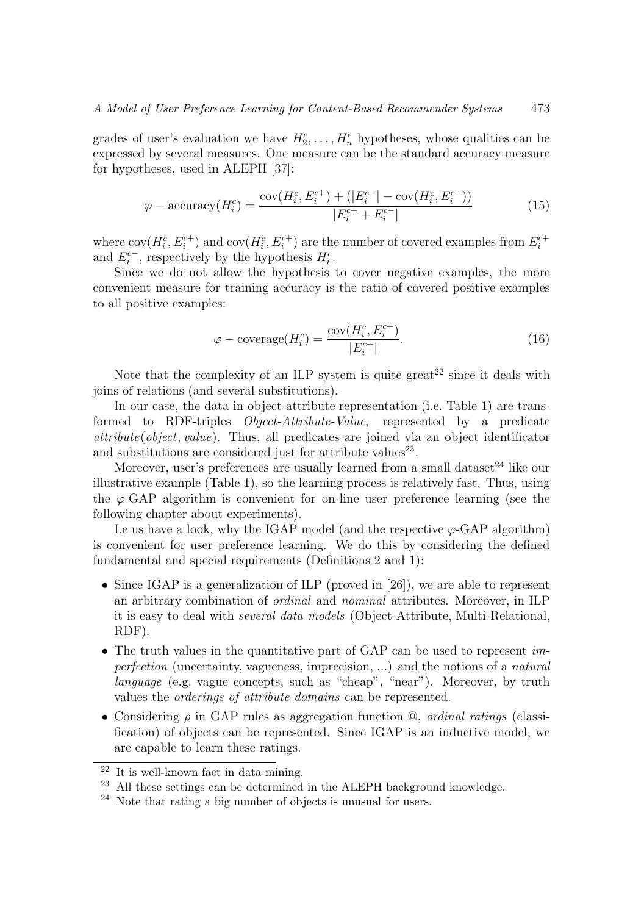grades of user's evaluation we have $H_2^c, \ldots, H_n^c$ hypotheses, whose qualities can be expressed by several measures. One measure can be the standard accuracy measure for hypotheses, used in ALEPH [37]:

$$\varphi - \text{accuracy}(H_i^c) = \frac{\text{cov}(H_i^c, E_i^{c+}) + (|E_i^{c-}| - \text{cov}(H_i^c, E_i^{c-}))}{|E_i^{c+} + E_i^{c-}|} \tag{15}$$

where $\text{cov}(H_i^c, E_i^{c+})$ and $\text{cov}(H_i^c, E_i^{c+})$ are the number of covered examples from $E_i^{c+}$ and $E_i^{c-}$, respectively by the hypothesis $H_i^c$.

Since we do not allow the hypothesis to cover negative examples, the more convenient measure for training accuracy is the ratio of covered positive examples to all positive examples:

$$\varphi - \text{coverage}(H_i^c) = \frac{\text{cov}(H_i^c, E_i^{c+})}{|E_i^{c+}|}. \tag{16}$$

Note that the complexity of an ILP system is quite great[22] since it deals with joins of relations (and several substitutions).

In our case, the data in object-attribute representation (i.e. Table 1) are transformed to RDF-triples *Object-Attribute-Value*, represented by a predicate *attribute*(*object*, *value*). Thus, all predicates are joined via an object identificator and substitutions are considered just for attribute values[23].

Moreover, user's preferences are usually learned from a small dataset[24] like our illustrative example (Table 1), so the learning process is relatively fast. Thus, using the $\varphi$-GAP algorithm is convenient for on-line user preference learning (see the following chapter about experiments).

Le us have a look, why the IGAP model (and the respective $\varphi$-GAP algorithm) is convenient for user preference learning. We do this by considering the defined fundamental and special requirements (Definitions 2 and 1):

- Since IGAP is a generalization of ILP (proved in [26]), we are able to represent an arbitrary combination of *ordinal* and *nominal* attributes. Moreover, in ILP it is easy to deal with *several data models* (Object-Attribute, Multi-Relational, RDF).
- The truth values in the quantitative part of GAP can be used to represent *imperfection* (uncertainty, vagueness, imprecision, ...) and the notions of a *natural language* (e.g. vague concepts, such as "cheap", "near"). Moreover, by truth values the *orderings of attribute domains* can be represented.
- Considering $\rho$ in GAP rules as aggregation function @, *ordinal ratings* (classification) of objects can be represented. Since IGAP is an inductive model, we are capable to learn these ratings.

[22] It is well-known fact in data mining.

[23] All these settings can be determined in the ALEPH background knowledge.

[24] Note that rating a big number of objects is unusual for users.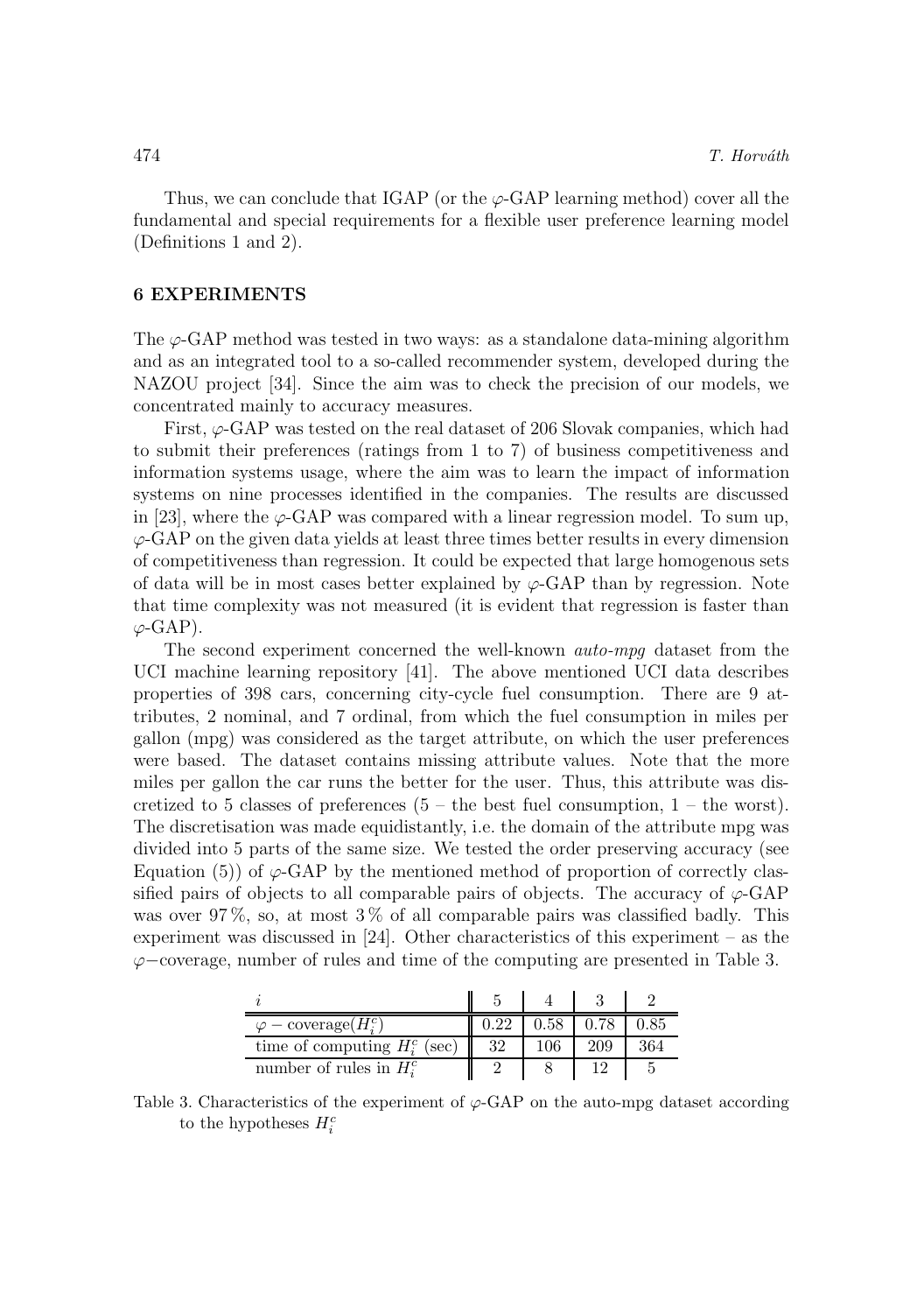Thus, we can conclude that IGAP (or the $\varphi$-GAP learning method) cover all the fundamental and special requirements for a flexible user preference learning model (Definitions 1 and 2).

## 6 EXPERIMENTS

The $\varphi$-GAP method was tested in two ways: as a standalone data-mining algorithm and as an integrated tool to a so-called recommender system, developed during the NAZOU project [34]. Since the aim was to check the precision of our models, we concentrated mainly to accuracy measures.

First, $\varphi$-GAP was tested on the real dataset of 206 Slovak companies, which had to submit their preferences (ratings from 1 to 7) of business competitiveness and information systems usage, where the aim was to learn the impact of information systems on nine processes identified in the companies. The results are discussed in [23], where the $\varphi$-GAP was compared with a linear regression model. To sum up, $\varphi$-GAP on the given data yields at least three times better results in every dimension of competitiveness than regression. It could be expected that large homogenous sets of data will be in most cases better explained by $\varphi$-GAP than by regression. Note that time complexity was not measured (it is evident that regression is faster than $\varphi$-GAP).

The second experiment concerned the well-known *auto-mpg* dataset from the UCI machine learning repository [41]. The above mentioned UCI data describes properties of 398 cars, concerning city-cycle fuel consumption. There are 9 attributes, 2 nominal, and 7 ordinal, from which the fuel consumption in miles per gallon (mpg) was considered as the target attribute, on which the user preferences were based. The dataset contains missing attribute values. Note that the more miles per gallon the car runs the better for the user. Thus, this attribute was discretized to 5 classes of preferences (5 – the best fuel consumption, 1 – the worst). The discretisation was made equidistantly, i.e. the domain of the attribute mpg was divided into 5 parts of the same size. We tested the order preserving accuracy (see Equation (5)) of $\varphi$-GAP by the mentioned method of proportion of correctly classified pairs of objects to all comparable pairs of objects. The accuracy of $\varphi$-GAP was over 97 %, so, at most 3 % of all comparable pairs was classified badly. This experiment was discussed in [24]. Other characteristics of this experiment – as the $\varphi-$coverage, number of rules and time of the computing are presented in Table 3.

| $i$ | 5 | 4 | 3 | 2 |
|---|---|---|---|---|
| $\varphi$ − coverage($H_i^c$) | 0.22 | 0.58 | 0.78 | 0.85 |
| time of computing $H_i^c$ (sec) | 32 | 106 | 209 | 364 |
| number of rules in $H_i^c$ | 2 | 8 | 12 | 5 |

Table 3. Characteristics of the experiment of $\varphi$-GAP on the auto-mpg dataset according to the hypotheses $H_i^c$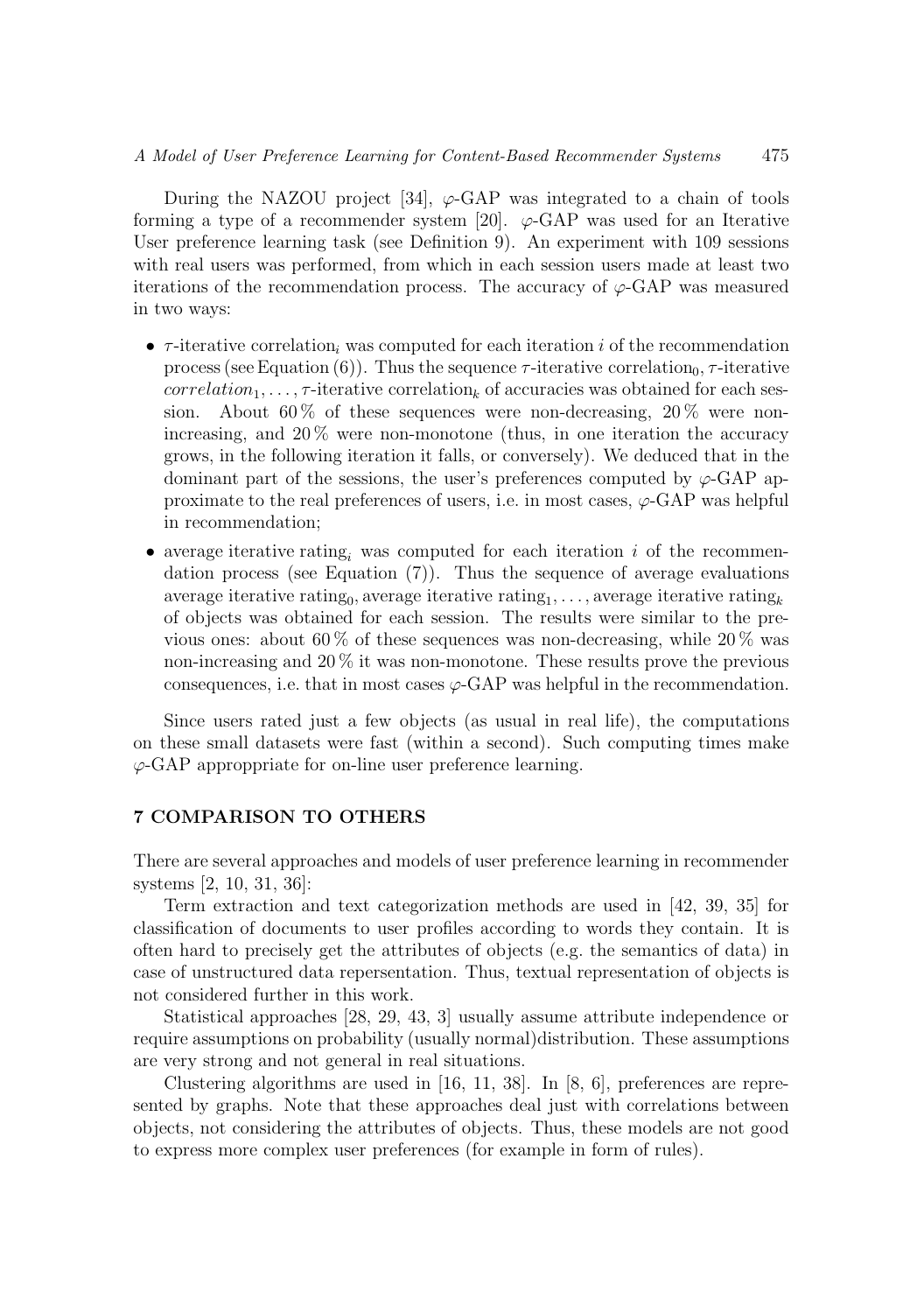During the NAZOU project [34], $\varphi$-GAP was integrated to a chain of tools forming a type of a recommender system [20]. $\varphi$-GAP was used for an Iterative User preference learning task (see Definition 9). An experiment with 109 sessions with real users was performed, from which in each session users made at least two iterations of the recommendation process. The accuracy of $\varphi$-GAP was measured in two ways:

- $\tau$-iterative correlation$_i$ was computed for each iteration $i$ of the recommendation process (see Equation (6)). Thus the sequence $\tau$-iterative correlation$_0$, $\tau$-iterative *correlation*$_1, \ldots, \tau$-iterative correlation$_k$ of accuracies was obtained for each session. About 60 % of these sequences were non-decreasing, 20 % were non-increasing, and 20 % were non-monotone (thus, in one iteration the accuracy grows, in the following iteration it falls, or conversely). We deduced that in the dominant part of the sessions, the user's preferences computed by $\varphi$-GAP approximate to the real preferences of users, i.e. in most cases, $\varphi$-GAP was helpful in recommendation;
- average iterative rating$_i$ was computed for each iteration $i$ of the recommendation process (see Equation (7)). Thus the sequence of average evaluations average iterative rating$_0$, average iterative rating$_1, \ldots,$ average iterative rating$_k$ of objects was obtained for each session. The results were similar to the previous ones: about 60 % of these sequences was non-decreasing, while 20 % was non-increasing and 20 % it was non-monotone. These results prove the previous consequences, i.e. that in most cases $\varphi$-GAP was helpful in the recommendation.

Since users rated just a few objects (as usual in real life), the computations on these small datasets were fast (within a second). Such computing times make $\varphi$-GAP approppriate for on-line user preference learning.

## 7 COMPARISON TO OTHERS

There are several approaches and models of user preference learning in recommender systems [2, 10, 31, 36]:

Term extraction and text categorization methods are used in [42, 39, 35] for classification of documents to user profiles according to words they contain. It is often hard to precisely get the attributes of objects (e.g. the semantics of data) in case of unstructured data repersentation. Thus, textual representation of objects is not considered further in this work.

Statistical approaches [28, 29, 43, 3] usually assume attribute independence or require assumptions on probability (usually normal)distribution. These assumptions are very strong and not general in real situations.

Clustering algorithms are used in [16, 11, 38]. In [8, 6], preferences are represented by graphs. Note that these approaches deal just with correlations between objects, not considering the attributes of objects. Thus, these models are not good to express more complex user preferences (for example in form of rules).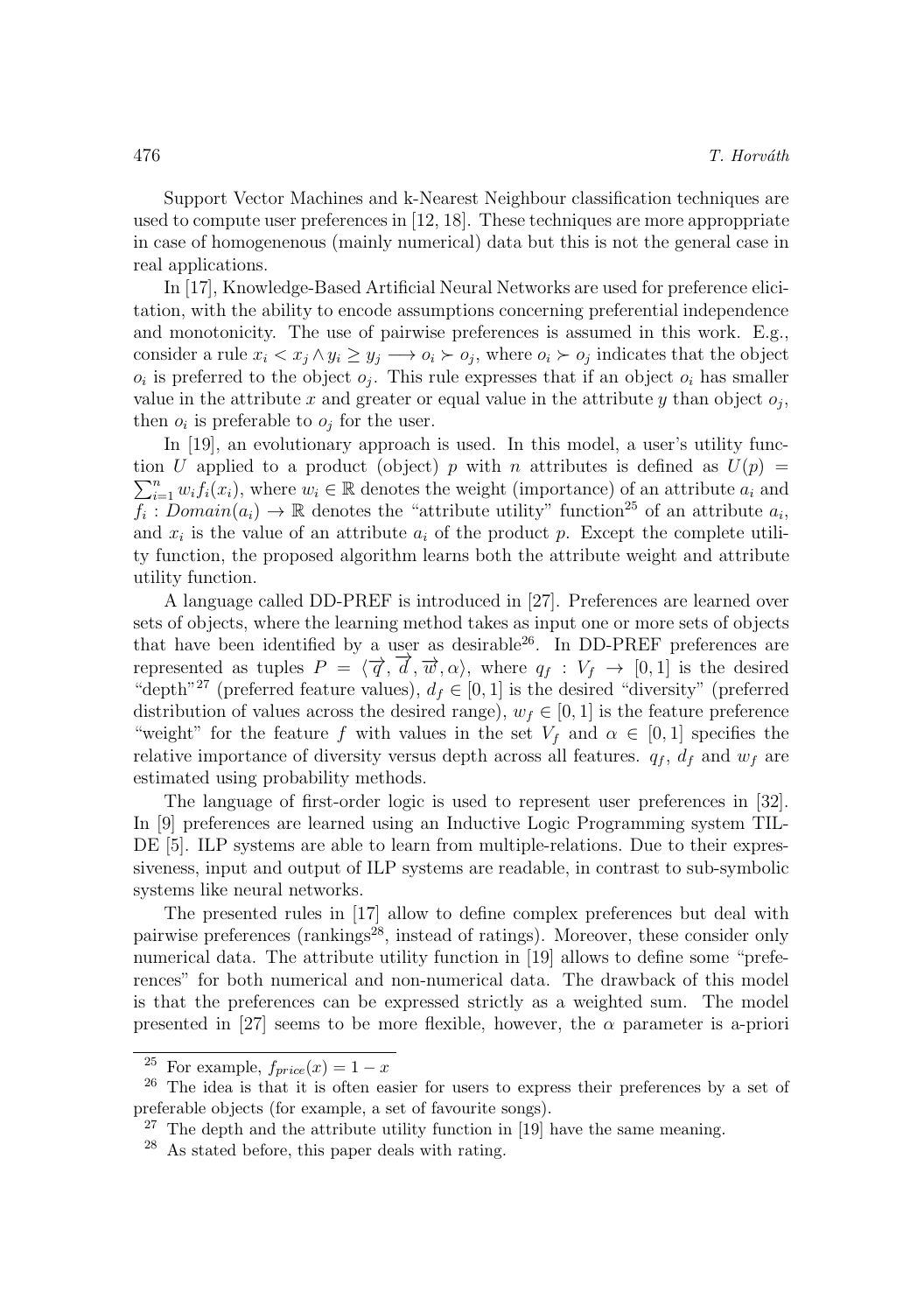Support Vector Machines and k-Nearest Neighbour classification techniques are used to compute user preferences in [12, 18]. These techniques are more approppriate in case of homogenenous (mainly numerical) data but this is not the general case in real applications.

In [17], Knowledge-Based Artificial Neural Networks are used for preference elicitation, with the ability to encode assumptions concerning preferential independence and monotonicity. The use of pairwise preferences is assumed in this work. E.g., consider a rule $x_i < x_j \wedge y_i \geq y_j \longrightarrow o_i \succ o_j$, where $o_i \succ o_j$ indicates that the object $o_i$ is preferred to the object $o_j$. This rule expresses that if an object $o_i$ has smaller value in the attribute $x$ and greater or equal value in the attribute $y$ than object $o_j$, then $o_i$ is preferable to $o_j$ for the user.

In [19], an evolutionary approach is used. In this model, a user's utility function $U$ applied to a product (object) $p$ with $n$ attributes is defined as $U(p) = \sum_{i=1}^{n} w_i f_i(x_i)$, where $w_i \in \mathbb{R}$ denotes the weight (importance) of an attribute $a_i$ and $f_i : Domain(a_i) \rightarrow \mathbb{R}$ denotes the "attribute utility" function[25] of an attribute $a_i$, and $x_i$ is the value of an attribute $a_i$ of the product $p$. Except the complete utility function, the proposed algorithm learns both the attribute weight and attribute utility function.

A language called DD-PREF is introduced in [27]. Preferences are learned over sets of objects, where the learning method takes as input one or more sets of objects that have been identified by a user as desirable[26]. In DD-PREF preferences are represented as tuples $P = \langle \overrightarrow{q}, \overrightarrow{d}, \overrightarrow{w}, \alpha \rangle$, where $q_f : V_f \rightarrow [0,1]$ is the desired "depth"[27] (preferred feature values), $d_f \in [0,1]$ is the desired "diversity" (preferred distribution of values across the desired range), $w_f \in [0,1]$ is the feature preference "weight" for the feature $f$ with values in the set $V_f$ and $\alpha \in [0,1]$ specifies the relative importance of diversity versus depth across all features. $q_f$, $d_f$ and $w_f$ are estimated using probability methods.

The language of first-order logic is used to represent user preferences in [32]. In [9] preferences are learned using an Inductive Logic Programming system TILDE [5]. ILP systems are able to learn from multiple-relations. Due to their expressiveness, input and output of ILP systems are readable, in contrast to sub-symbolic systems like neural networks.

The presented rules in [17] allow to define complex preferences but deal with pairwise preferences (rankings[28], instead of ratings). Moreover, these consider only numerical data. The attribute utility function in [19] allows to define some "preferences" for both numerical and non-numerical data. The drawback of this model is that the preferences can be expressed strictly as a weighted sum. The model presented in [27] seems to be more flexible, however, the $\alpha$ parameter is a-priori

[25] For example, $f_{price}(x) = 1 - x$

[26] The idea is that it is often easier for users to express their preferences by a set of preferable objects (for example, a set of favourite songs).

[27] The depth and the attribute utility function in [19] have the same meaning.

[28] As stated before, this paper deals with rating.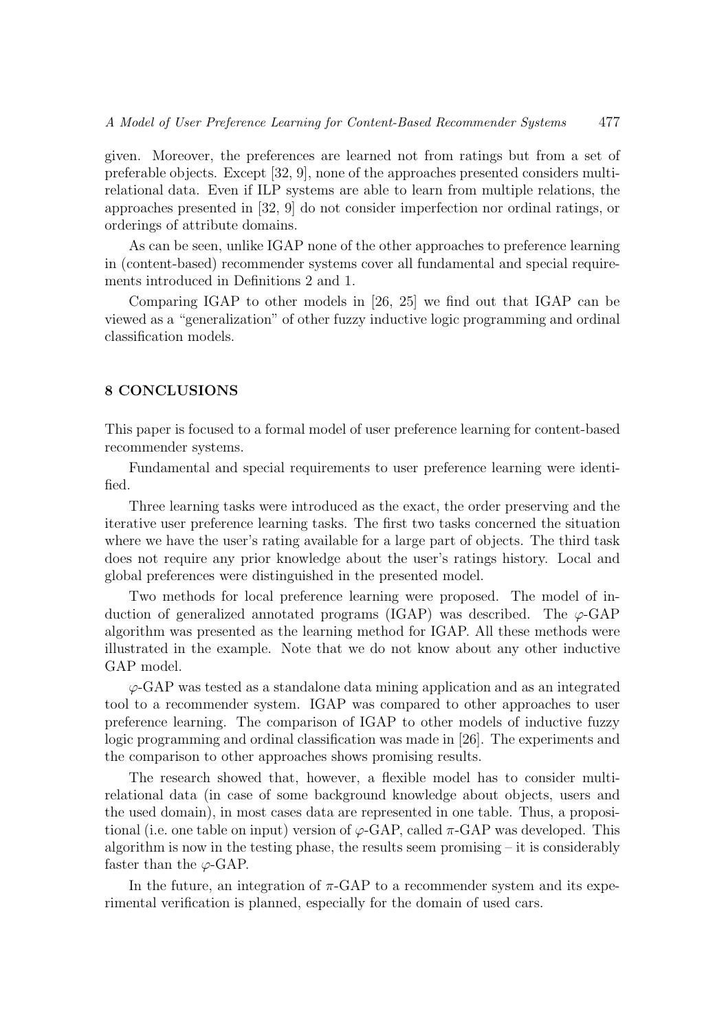given. Moreover, the preferences are learned not from ratings but from a set of preferable objects. Except [32, 9], none of the approaches presented considers multi-relational data. Even if ILP systems are able to learn from multiple relations, the approaches presented in [32, 9] do not consider imperfection nor ordinal ratings, or orderings of attribute domains.

As can be seen, unlike IGAP none of the other approaches to preference learning in (content-based) recommender systems cover all fundamental and special requirements introduced in Definitions 2 and 1.

Comparing IGAP to other models in [26, 25] we find out that IGAP can be viewed as a "generalization" of other fuzzy inductive logic programming and ordinal classification models.

## 8 CONCLUSIONS

This paper is focused to a formal model of user preference learning for content-based recommender systems.

Fundamental and special requirements to user preference learning were identified.

Three learning tasks were introduced as the exact, the order preserving and the iterative user preference learning tasks. The first two tasks concerned the situation where we have the user's rating available for a large part of objects. The third task does not require any prior knowledge about the user's ratings history. Local and global preferences were distinguished in the presented model.

Two methods for local preference learning were proposed. The model of induction of generalized annotated programs (IGAP) was described. The $\varphi$-GAP algorithm was presented as the learning method for IGAP. All these methods were illustrated in the example. Note that we do not know about any other inductive GAP model.

$\varphi$-GAP was tested as a standalone data mining application and as an integrated tool to a recommender system. IGAP was compared to other approaches to user preference learning. The comparison of IGAP to other models of inductive fuzzy logic programming and ordinal classification was made in [26]. The experiments and the comparison to other approaches shows promising results.

The research showed that, however, a flexible model has to consider multi-relational data (in case of some background knowledge about objects, users and the used domain), in most cases data are represented in one table. Thus, a propositional (i.e. one table on input) version of $\varphi$-GAP, called $\pi$-GAP was developed. This algorithm is now in the testing phase, the results seem promising – it is considerably faster than the $\varphi$-GAP.

In the future, an integration of $\pi$-GAP to a recommender system and its experimental verification is planned, especially for the domain of used cars.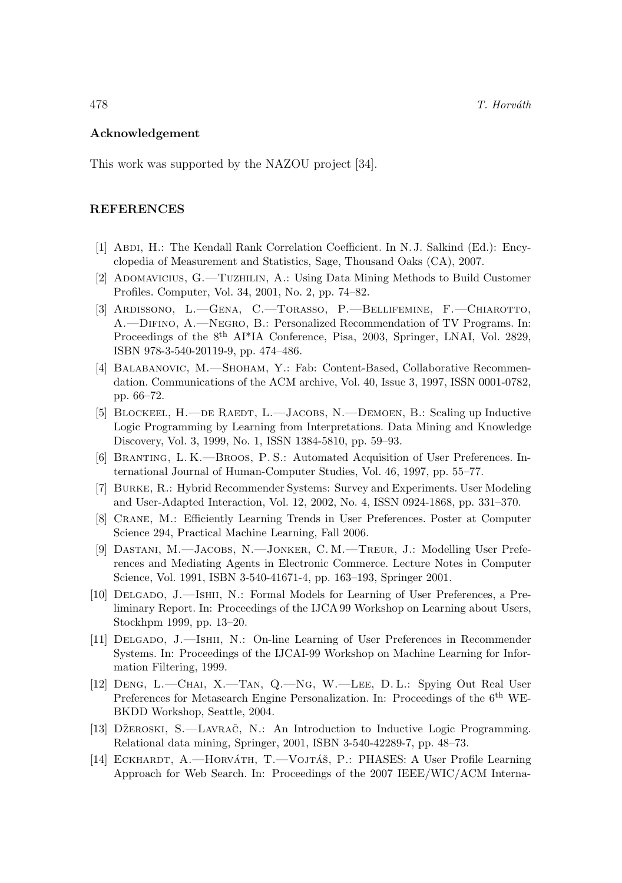## Acknowledgement

This work was supported by the NAZOU project [34].

## REFERENCES

[1] Abdi, H.: The Kendall Rank Correlation Coefficient. In N. J. Salkind (Ed.): Encyclopedia of Measurement and Statistics, Sage, Thousand Oaks (CA), 2007.

[2] Adomavicius, G.—Tuzhilin, A.: Using Data Mining Methods to Build Customer Profiles. Computer, Vol. 34, 2001, No. 2, pp. 74–82.

[3] Ardissono, L.—Gena, C.—Torasso, P.—Bellifemine, F.—Chiarotto, A.—Difino, A.—Negro, B.: Personalized Recommendation of TV Programs. In: Proceedings of the 8th AI*IA Conference, Pisa, 2003, Springer, LNAI, Vol. 2829, ISBN 978-3-540-20119-9, pp. 474–486.

[4] Balabanovic, M.—Shoham, Y.: Fab: Content-Based, Collaborative Recommendation. Communications of the ACM archive, Vol. 40, Issue 3, 1997, ISSN 0001-0782, pp. 66–72.

[5] Blockeel, H.—de Raedt, L.—Jacobs, N.—Demoen, B.: Scaling up Inductive Logic Programming by Learning from Interpretations. Data Mining and Knowledge Discovery, Vol. 3, 1999, No. 1, ISSN 1384-5810, pp. 59–93.

[6] Branting, L. K.—Broos, P. S.: Automated Acquisition of User Preferences. International Journal of Human-Computer Studies, Vol. 46, 1997, pp. 55–77.

[7] Burke, R.: Hybrid Recommender Systems: Survey and Experiments. User Modeling and User-Adapted Interaction, Vol. 12, 2002, No. 4, ISSN 0924-1868, pp. 331–370.

[8] Crane, M.: Efficiently Learning Trends in User Preferences. Poster at Computer Science 294, Practical Machine Learning, Fall 2006.

[9] Dastani, M.—Jacobs, N.—Jonker, C. M.—Treur, J.: Modelling User Preferences and Mediating Agents in Electronic Commerce. Lecture Notes in Computer Science, Vol. 1991, ISBN 3-540-41671-4, pp. 163–193, Springer 2001.

[10] Delgado, J.—Ishii, N.: Formal Models for Learning of User Preferences, a Preliminary Report. In: Proceedings of the IJCA 99 Workshop on Learning about Users, Stockhpm 1999, pp. 13–20.

[11] Delgado, J.—Ishii, N.: On-line Learning of User Preferences in Recommender Systems. In: Proceedings of the IJCAI-99 Workshop on Machine Learning for Information Filtering, 1999.

[12] Deng, L.—Chai, X.—Tan, Q.—Ng, W.—Lee, D. L.: Spying Out Real User Preferences for Metasearch Engine Personalization. In: Proceedings of the 6th WEBKDD Workshop, Seattle, 2004.

[13] Džeroski, S.—Lavrač, N.: An Introduction to Inductive Logic Programming. Relational data mining, Springer, 2001, ISBN 3-540-42289-7, pp. 48–73.

[14] Eckhardt, A.—Horváth, T.—Vojtáš, P.: PHASES: A User Profile Learning Approach for Web Search. In: Proceedings of the 2007 IEEE/WIC/ACM Interna-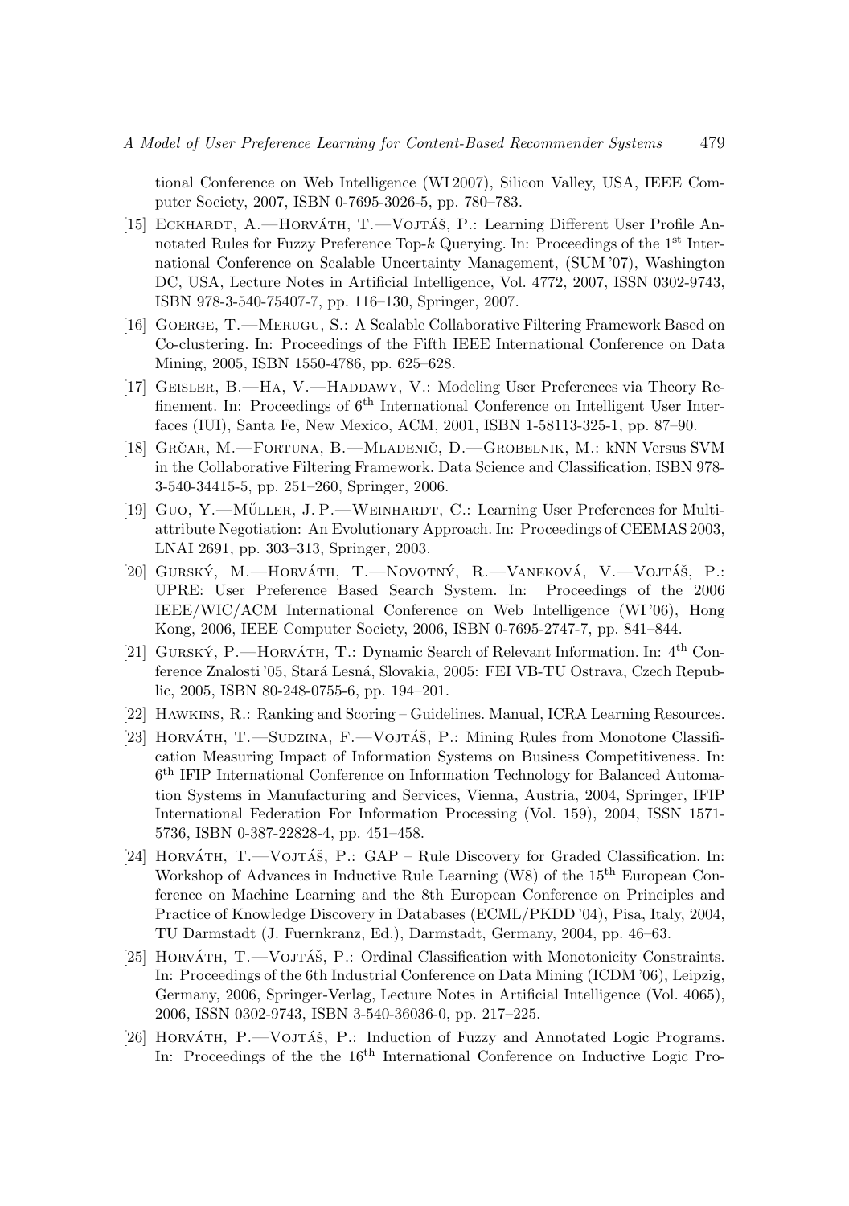tional Conference on Web Intelligence (WI 2007), Silicon Valley, USA, IEEE Computer Society, 2007, ISBN 0-7695-3026-5, pp. 780–783.

[15] Eckhardt, A.—Horváth, T.—Vojtáš, P.: Learning Different User Profile Annotated Rules for Fuzzy Preference Top-$k$ Querying. In: Proceedings of the 1st International Conference on Scalable Uncertainty Management, (SUM '07), Washington DC, USA, Lecture Notes in Artificial Intelligence, Vol. 4772, 2007, ISSN 0302-9743, ISBN 978-3-540-75407-7, pp. 116–130, Springer, 2007.

[16] Goerge, T.—Merugu, S.: A Scalable Collaborative Filtering Framework Based on Co-clustering. In: Proceedings of the Fifth IEEE International Conference on Data Mining, 2005, ISBN 1550-4786, pp. 625–628.

[17] Geisler, B.—Ha, V.—Haddawy, V.: Modeling User Preferences via Theory Refinement. In: Proceedings of 6th International Conference on Intelligent User Interfaces (IUI), Santa Fe, New Mexico, ACM, 2001, ISBN 1-58113-325-1, pp. 87–90.

[18] Grčar, M.—Fortuna, B.—Mladenič, D.—Grobelnik, M.: kNN Versus SVM in the Collaborative Filtering Framework. Data Science and Classification, ISBN 978-3-540-34415-5, pp. 251–260, Springer, 2006.

[19] Guo, Y.—Műller, J. P.—Weinhardt, C.: Learning User Preferences for Multiattribute Negotiation: An Evolutionary Approach. In: Proceedings of CEEMAS 2003, LNAI 2691, pp. 303–313, Springer, 2003.

[20] Gurský, M.—Horváth, T.—Novotný, R.—Vaneková, V.—Vojtáš, P.: UPRE: User Preference Based Search System. In: Proceedings of the 2006 IEEE/WIC/ACM International Conference on Web Intelligence (WI '06), Hong Kong, 2006, IEEE Computer Society, 2006, ISBN 0-7695-2747-7, pp. 841–844.

[21] Gurský, P.—Horváth, T.: Dynamic Search of Relevant Information. In: 4th Conference Znalosti '05, Stará Lesná, Slovakia, 2005: FEI VB-TU Ostrava, Czech Republic, 2005, ISBN 80-248-0755-6, pp. 194–201.

[22] Hawkins, R.: Ranking and Scoring – Guidelines. Manual, ICRA Learning Resources.

[23] Horváth, T.—Sudzina, F.—Vojtáš, P.: Mining Rules from Monotone Classification Measuring Impact of Information Systems on Business Competitiveness. In: 6th IFIP International Conference on Information Technology for Balanced Automation Systems in Manufacturing and Services, Vienna, Austria, 2004, Springer, IFIP International Federation For Information Processing (Vol. 159), 2004, ISSN 1571-5736, ISBN 0-387-22828-4, pp. 451–458.

[24] Horváth, T.—Vojtáš, P.: GAP – Rule Discovery for Graded Classification. In: Workshop of Advances in Inductive Rule Learning (W8) of the 15th European Conference on Machine Learning and the 8th European Conference on Principles and Practice of Knowledge Discovery in Databases (ECML/PKDD '04), Pisa, Italy, 2004, TU Darmstadt (J. Fuernkranz, Ed.), Darmstadt, Germany, 2004, pp. 46–63.

[25] Horváth, T.—Vojtáš, P.: Ordinal Classification with Monotonicity Constraints. In: Proceedings of the 6th Industrial Conference on Data Mining (ICDM '06), Leipzig, Germany, 2006, Springer-Verlag, Lecture Notes in Artificial Intelligence (Vol. 4065), 2006, ISSN 0302-9743, ISBN 3-540-36036-0, pp. 217–225.

[26] Horváth, P.—Vojtáš, P.: Induction of Fuzzy and Annotated Logic Programs. In: Proceedings of the the 16th International Conference on Inductive Logic Pro-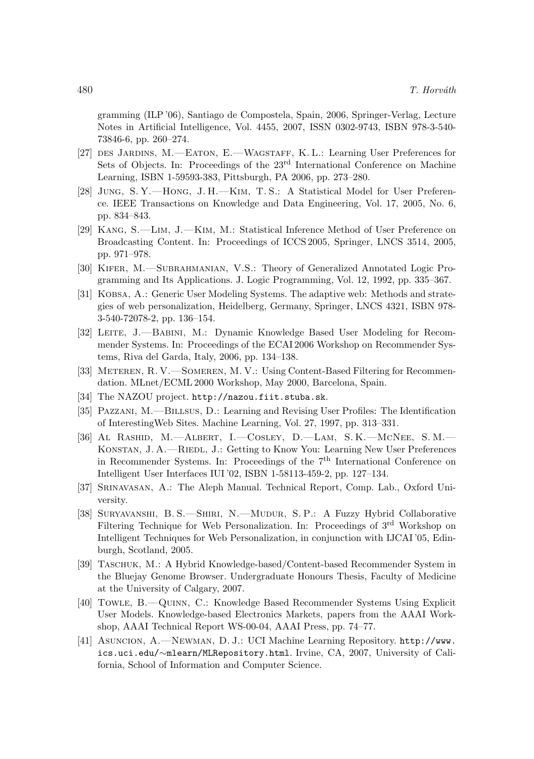gramming (ILP '06), Santiago de Compostela, Spain, 2006, Springer-Verlag, Lecture Notes in Artificial Intelligence, Vol. 4455, 2007, ISSN 0302-9743, ISBN 978-3-540-73846-6, pp. 260–274.

[27] des Jardins, M.—Eaton, E.—Wagstaff, K. L.: Learning User Preferences for Sets of Objects. In: Proceedings of the 23[rd] International Conference on Machine Learning, ISBN 1-59593-383, Pittsburgh, PA 2006, pp. 273–280.

[28] Jung, S. Y.—Hong, J. H.—Kim, T. S.: A Statistical Model for User Preference. IEEE Transactions on Knowledge and Data Engineering, Vol. 17, 2005, No. 6, pp. 834–843.

[29] Kang, S.—Lim, J.—Kim, M.: Statistical Inference Method of User Preference on Broadcasting Content. In: Proceedings of ICCS 2005, Springer, LNCS 3514, 2005, pp. 971–978.

[30] Kifer, M.—Subrahmanian, V.S.: Theory of Generalized Annotated Logic Programming and Its Applications. J. Logic Programming, Vol. 12, 1992, pp. 335–367.

[31] Kobsa, A.: Generic User Modeling Systems. The adaptive web: Methods and strategies of web personalization, Heidelberg, Germany, Springer, LNCS 4321, ISBN 978-3-540-72078-2, pp. 136–154.

[32] Leite, J.—Babini, M.: Dynamic Knowledge Based User Modeling for Recommender Systems. In: Proceedings of the ECAI 2006 Workshop on Recommender Systems, Riva del Garda, Italy, 2006, pp. 134–138.

[33] Meteren, R. V.—Someren, M. V.: Using Content-Based Filtering for Recommendation. MLnet/ECML 2000 Workshop, May 2000, Barcelona, Spain.

[34] The NAZOU project. http://nazou.fiit.stuba.sk.

[35] Pazzani, M.—Billsus, D.: Learning and Revising User Profiles: The Identification of InterestingWeb Sites. Machine Learning, Vol. 27, 1997, pp. 313–331.

[36] Al Rashid, M.—Albert, I.—Cosley, D.—Lam, S. K.—McNee, S. M.—Konstan, J. A.—Riedl, J.: Getting to Know You: Learning New User Preferences in Recommender Systems. In: Proceedings of the 7[th] International Conference on Intelligent User Interfaces IUI '02, ISBN 1-58113-459-2, pp. 127–134.

[37] Srinavasan, A.: The Aleph Manual. Technical Report, Comp. Lab., Oxford University.

[38] Suryavanshi, B. S.—Shiri, N.—Mudur, S. P.: A Fuzzy Hybrid Collaborative Filtering Technique for Web Personalization. In: Proceedings of 3[rd] Workshop on Intelligent Techniques for Web Personalization, in conjunction with IJCAI '05, Edinburgh, Scotland, 2005.

[39] Taschuk, M.: A Hybrid Knowledge-based/Content-based Recommender System in the Bluejay Genome Browser. Undergraduate Honours Thesis, Faculty of Medicine at the University of Calgary, 2007.

[40] Towle, B.—Quinn, C.: Knowledge Based Recommender Systems Using Explicit User Models. Knowledge-based Electronics Markets, papers from the AAAI Workshop, AAAI Technical Report WS-00-04, AAAI Press, pp. 74–77.

[41] Asuncion, A.—Newman, D. J.: UCI Machine Learning Repository. http://www.ics.uci.edu/∼mlearn/MLRepository.html. Irvine, CA, 2007, University of California, School of Information and Computer Science.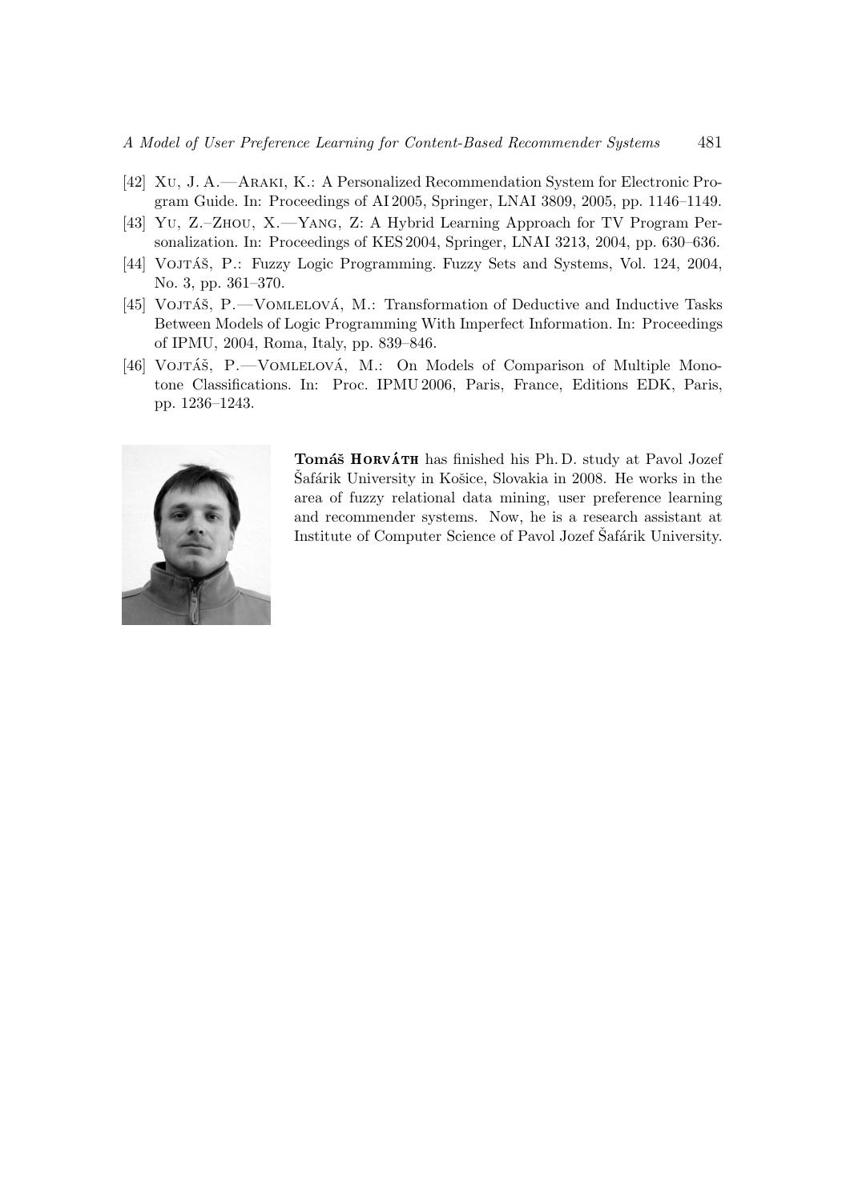[42] Xu, J. A.—Araki, K.: A Personalized Recommendation System for Electronic Program Guide. In: Proceedings of AI 2005, Springer, LNAI 3809, 2005, pp. 1146–1149.

[43] Yu, Z.–Zhou, X.—Yang, Z: A Hybrid Learning Approach for TV Program Personalization. In: Proceedings of KES 2004, Springer, LNAI 3213, 2004, pp. 630–636.

[44] Vojtáš, P.: Fuzzy Logic Programming. Fuzzy Sets and Systems, Vol. 124, 2004, No. 3, pp. 361–370.

[45] Vojtáš, P.—Vomlelová, M.: Transformation of Deductive and Inductive Tasks Between Models of Logic Programming With Imperfect Information. In: Proceedings of IPMU, 2004, Roma, Italy, pp. 839–846.

[46] Vojtáš, P.—Vomlelová, M.: On Models of Comparison of Multiple Monotone Classifications. In: Proc. IPMU 2006, Paris, France, Editions EDK, Paris, pp. 1236–1243.

**Tomáš Horváth** has finished his Ph. D. study at Pavol Jozef Šafárik University in Košice, Slovakia in 2008. He works in the area of fuzzy relational data mining, user preference learning and recommender systems. Now, he is a research assistant at Institute of Computer Science of Pavol Jozef Šafárik University.